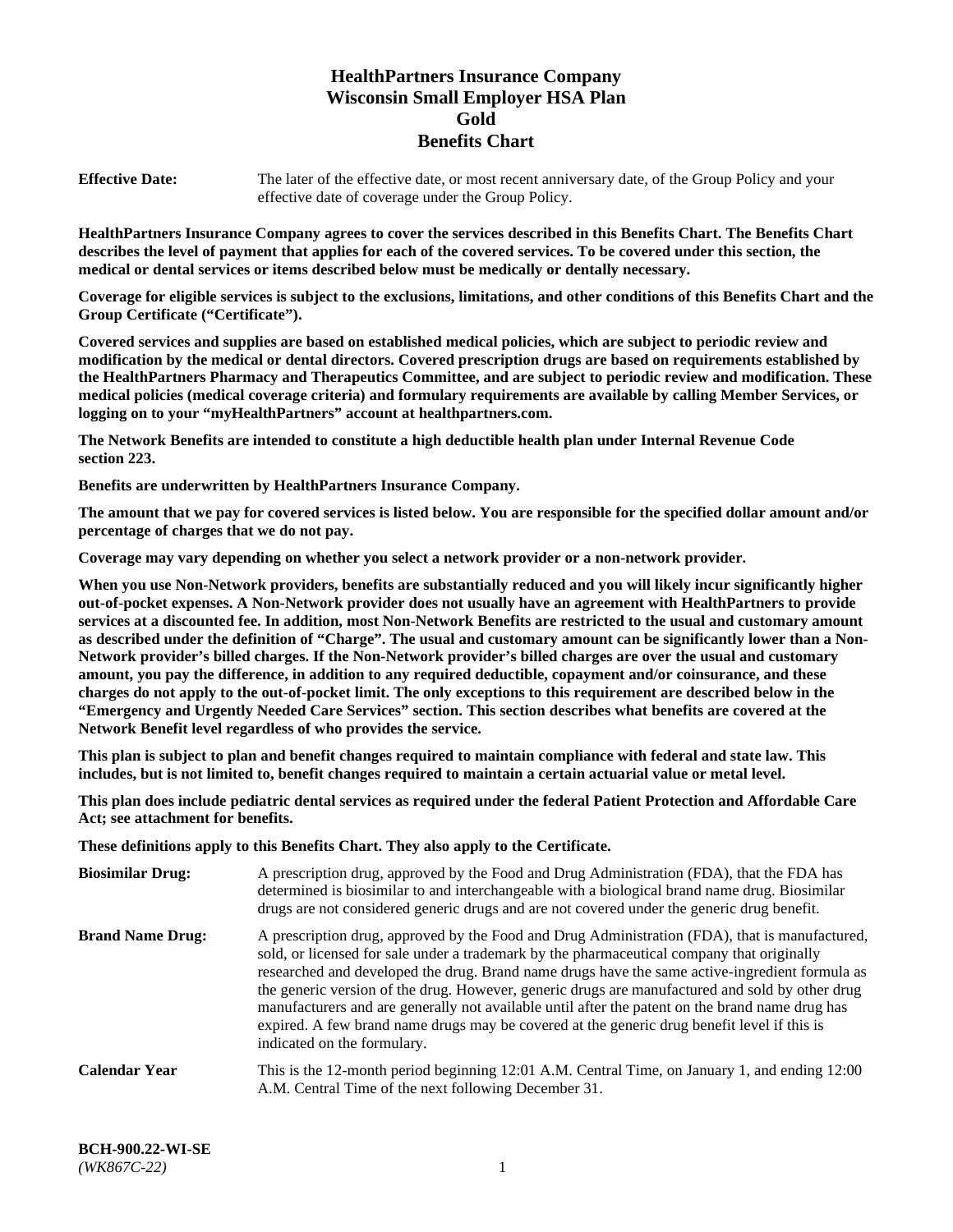# HealthPartners Insurance Company
# Wisconsin Small Employer HSA Plan
# Gold
# Benefits Chart

**Effective Date:** The later of the effective date, or most recent anniversary date, of the Group Policy and your effective date of coverage under the Group Policy.

**HealthPartners Insurance Company agrees to cover the services described in this Benefits Chart. The Benefits Chart describes the level of payment that applies for each of the covered services. To be covered under this section, the medical or dental services or items described below must be medically or dentally necessary.**

**Coverage for eligible services is subject to the exclusions, limitations, and other conditions of this Benefits Chart and the Group Certificate ("Certificate").**

**Covered services and supplies are based on established medical policies, which are subject to periodic review and modification by the medical or dental directors. Covered prescription drugs are based on requirements established by the HealthPartners Pharmacy and Therapeutics Committee, and are subject to periodic review and modification. These medical policies (medical coverage criteria) and formulary requirements are available by calling Member Services, or logging on to your "myHealthPartners" account at healthpartners.com.**

**The Network Benefits are intended to constitute a high deductible health plan under Internal Revenue Code section 223.**

**Benefits are underwritten by HealthPartners Insurance Company.**

**The amount that we pay for covered services is listed below. You are responsible for the specified dollar amount and/or percentage of charges that we do not pay.**

**Coverage may vary depending on whether you select a network provider or a non-network provider.**

**When you use Non-Network providers, benefits are substantially reduced and you will likely incur significantly higher out-of-pocket expenses. A Non-Network provider does not usually have an agreement with HealthPartners to provide services at a discounted fee. In addition, most Non-Network Benefits are restricted to the usual and customary amount as described under the definition of "Charge". The usual and customary amount can be significantly lower than a Non-Network provider's billed charges. If the Non-Network provider's billed charges are over the usual and customary amount, you pay the difference, in addition to any required deductible, copayment and/or coinsurance, and these charges do not apply to the out-of-pocket limit. The only exceptions to this requirement are described below in the "Emergency and Urgently Needed Care Services" section. This section describes what benefits are covered at the Network Benefit level regardless of who provides the service.**

**This plan is subject to plan and benefit changes required to maintain compliance with federal and state law. This includes, but is not limited to, benefit changes required to maintain a certain actuarial value or metal level.**

**This plan does include pediatric dental services as required under the federal Patient Protection and Affordable Care Act; see attachment for benefits.**

**These definitions apply to this Benefits Chart. They also apply to the Certificate.**

**Biosimilar Drug:** A prescription drug, approved by the Food and Drug Administration (FDA), that the FDA has determined is biosimilar to and interchangeable with a biological brand name drug. Biosimilar drugs are not considered generic drugs and are not covered under the generic drug benefit.

**Brand Name Drug:** A prescription drug, approved by the Food and Drug Administration (FDA), that is manufactured, sold, or licensed for sale under a trademark by the pharmaceutical company that originally researched and developed the drug. Brand name drugs have the same active-ingredient formula as the generic version of the drug. However, generic drugs are manufactured and sold by other drug manufacturers and are generally not available until after the patent on the brand name drug has expired. A few brand name drugs may be covered at the generic drug benefit level if this is indicated on the formulary.

**Calendar Year** This is the 12-month period beginning 12:01 A.M. Central Time, on January 1, and ending 12:00 A.M. Central Time of the next following December 31.

**BCH-900.22-WI-SE**
*(WK867C-22)*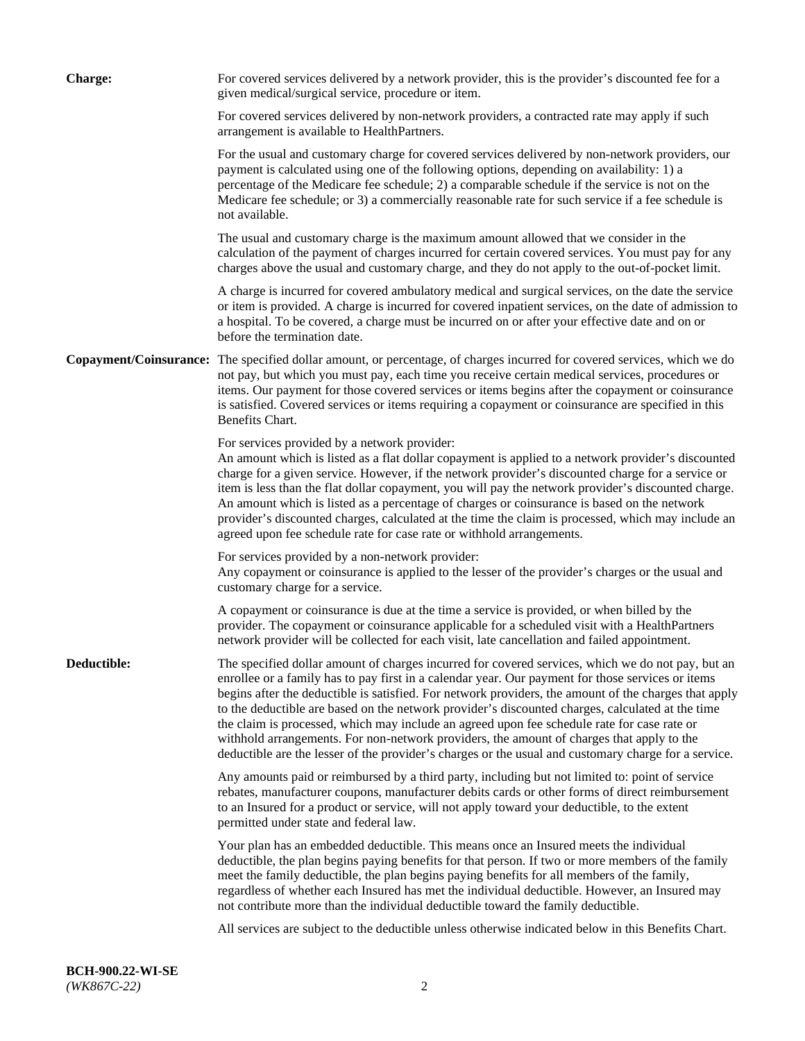**Charge:** For covered services delivered by a network provider, this is the provider's discounted fee for a given medical/surgical service, procedure or item.

For covered services delivered by non-network providers, a contracted rate may apply if such arrangement is available to HealthPartners.

For the usual and customary charge for covered services delivered by non-network providers, our payment is calculated using one of the following options, depending on availability: 1) a percentage of the Medicare fee schedule; 2) a comparable schedule if the service is not on the Medicare fee schedule; or 3) a commercially reasonable rate for such service if a fee schedule is not available.

The usual and customary charge is the maximum amount allowed that we consider in the calculation of the payment of charges incurred for certain covered services. You must pay for any charges above the usual and customary charge, and they do not apply to the out-of-pocket limit.

A charge is incurred for covered ambulatory medical and surgical services, on the date the service or item is provided. A charge is incurred for covered inpatient services, on the date of admission to a hospital. To be covered, a charge must be incurred on or after your effective date and on or before the termination date.

**Copayment/Coinsurance:** The specified dollar amount, or percentage, of charges incurred for covered services, which we do not pay, but which you must pay, each time you receive certain medical services, procedures or items. Our payment for those covered services or items begins after the copayment or coinsurance is satisfied. Covered services or items requiring a copayment or coinsurance are specified in this Benefits Chart.

For services provided by a network provider:
An amount which is listed as a flat dollar copayment is applied to a network provider's discounted charge for a given service. However, if the network provider's discounted charge for a service or item is less than the flat dollar copayment, you will pay the network provider's discounted charge. An amount which is listed as a percentage of charges or coinsurance is based on the network provider's discounted charges, calculated at the time the claim is processed, which may include an agreed upon fee schedule rate for case rate or withhold arrangements.

For services provided by a non-network provider:
Any copayment or coinsurance is applied to the lesser of the provider's charges or the usual and customary charge for a service.

A copayment or coinsurance is due at the time a service is provided, or when billed by the provider. The copayment or coinsurance applicable for a scheduled visit with a HealthPartners network provider will be collected for each visit, late cancellation and failed appointment.

**Deductible:** The specified dollar amount of charges incurred for covered services, which we do not pay, but an enrollee or a family has to pay first in a calendar year. Our payment for those services or items begins after the deductible is satisfied. For network providers, the amount of the charges that apply to the deductible are based on the network provider's discounted charges, calculated at the time the claim is processed, which may include an agreed upon fee schedule rate for case rate or withhold arrangements. For non-network providers, the amount of charges that apply to the deductible are the lesser of the provider's charges or the usual and customary charge for a service.

Any amounts paid or reimbursed by a third party, including but not limited to: point of service rebates, manufacturer coupons, manufacturer debits cards or other forms of direct reimbursement to an Insured for a product or service, will not apply toward your deductible, to the extent permitted under state and federal law.

Your plan has an embedded deductible. This means once an Insured meets the individual deductible, the plan begins paying benefits for that person. If two or more members of the family meet the family deductible, the plan begins paying benefits for all members of the family, regardless of whether each Insured has met the individual deductible. However, an Insured may not contribute more than the individual deductible toward the family deductible.

All services are subject to the deductible unless otherwise indicated below in this Benefits Chart.

**BCH-900.22-WI-SE**
*(WK867C-22)*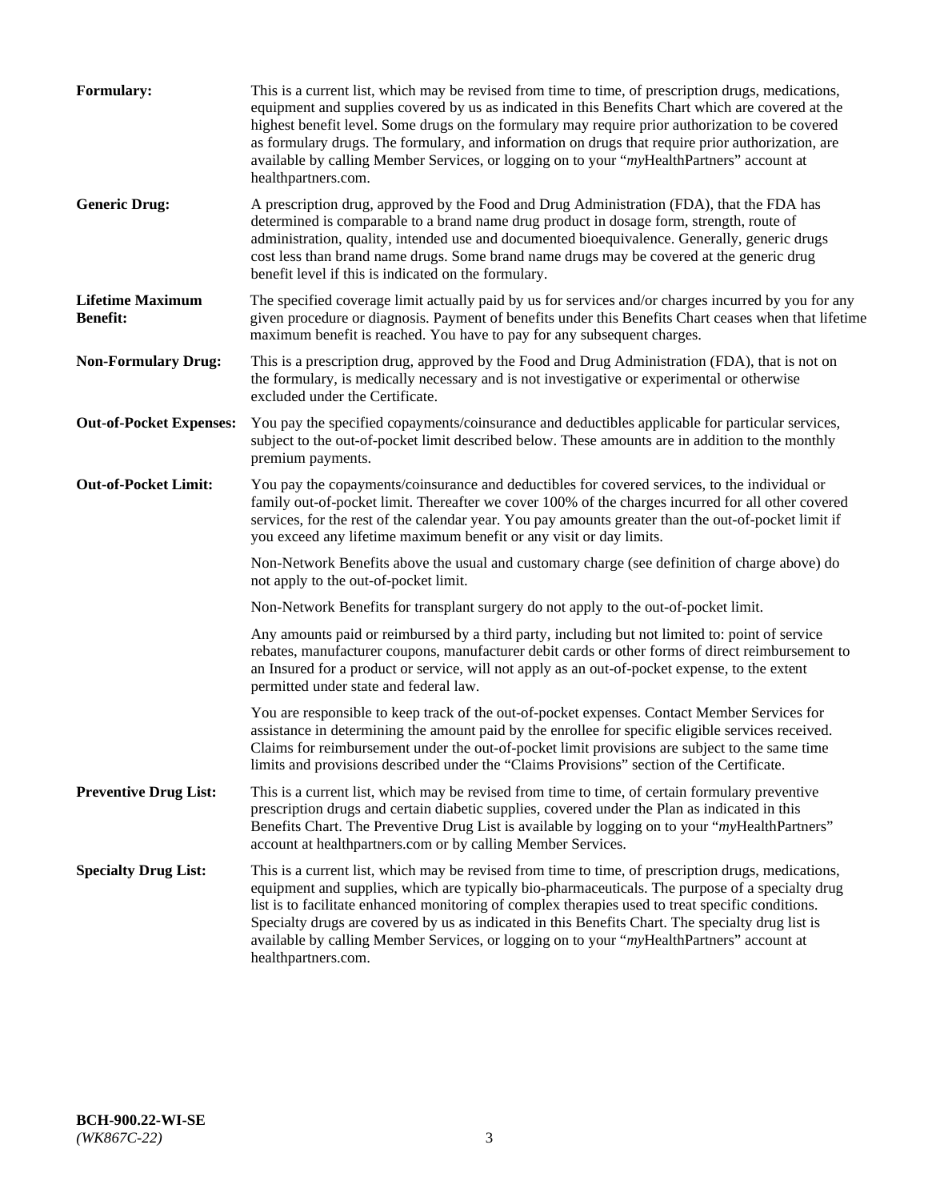**Formulary:** This is a current list, which may be revised from time to time, of prescription drugs, medications, equipment and supplies covered by us as indicated in this Benefits Chart which are covered at the highest benefit level. Some drugs on the formulary may require prior authorization to be covered as formulary drugs. The formulary, and information on drugs that require prior authorization, are available by calling Member Services, or logging on to your "*my*HealthPartners" account at healthpartners.com.

**Generic Drug:** A prescription drug, approved by the Food and Drug Administration (FDA), that the FDA has determined is comparable to a brand name drug product in dosage form, strength, route of administration, quality, intended use and documented bioequivalence. Generally, generic drugs cost less than brand name drugs. Some brand name drugs may be covered at the generic drug benefit level if this is indicated on the formulary.

**Lifetime Maximum Benefit:** The specified coverage limit actually paid by us for services and/or charges incurred by you for any given procedure or diagnosis. Payment of benefits under this Benefits Chart ceases when that lifetime maximum benefit is reached. You have to pay for any subsequent charges.

**Non-Formulary Drug:** This is a prescription drug, approved by the Food and Drug Administration (FDA), that is not on the formulary, is medically necessary and is not investigative or experimental or otherwise excluded under the Certificate.

**Out-of-Pocket Expenses:** You pay the specified copayments/coinsurance and deductibles applicable for particular services, subject to the out-of-pocket limit described below. These amounts are in addition to the monthly premium payments.

**Out-of-Pocket Limit:** You pay the copayments/coinsurance and deductibles for covered services, to the individual or family out-of-pocket limit. Thereafter we cover 100% of the charges incurred for all other covered services, for the rest of the calendar year. You pay amounts greater than the out-of-pocket limit if you exceed any lifetime maximum benefit or any visit or day limits.

Non-Network Benefits above the usual and customary charge (see definition of charge above) do not apply to the out-of-pocket limit.

Non-Network Benefits for transplant surgery do not apply to the out-of-pocket limit.

Any amounts paid or reimbursed by a third party, including but not limited to: point of service rebates, manufacturer coupons, manufacturer debit cards or other forms of direct reimbursement to an Insured for a product or service, will not apply as an out-of-pocket expense, to the extent permitted under state and federal law.

You are responsible to keep track of the out-of-pocket expenses. Contact Member Services for assistance in determining the amount paid by the enrollee for specific eligible services received. Claims for reimbursement under the out-of-pocket limit provisions are subject to the same time limits and provisions described under the "Claims Provisions" section of the Certificate.

**Preventive Drug List:** This is a current list, which may be revised from time to time, of certain formulary preventive prescription drugs and certain diabetic supplies, covered under the Plan as indicated in this Benefits Chart. The Preventive Drug List is available by logging on to your "*my*HealthPartners" account at healthpartners.com or by calling Member Services.

**Specialty Drug List:** This is a current list, which may be revised from time to time, of prescription drugs, medications, equipment and supplies, which are typically bio-pharmaceuticals. The purpose of a specialty drug list is to facilitate enhanced monitoring of complex therapies used to treat specific conditions. Specialty drugs are covered by us as indicated in this Benefits Chart. The specialty drug list is available by calling Member Services, or logging on to your "*my*HealthPartners" account at healthpartners.com.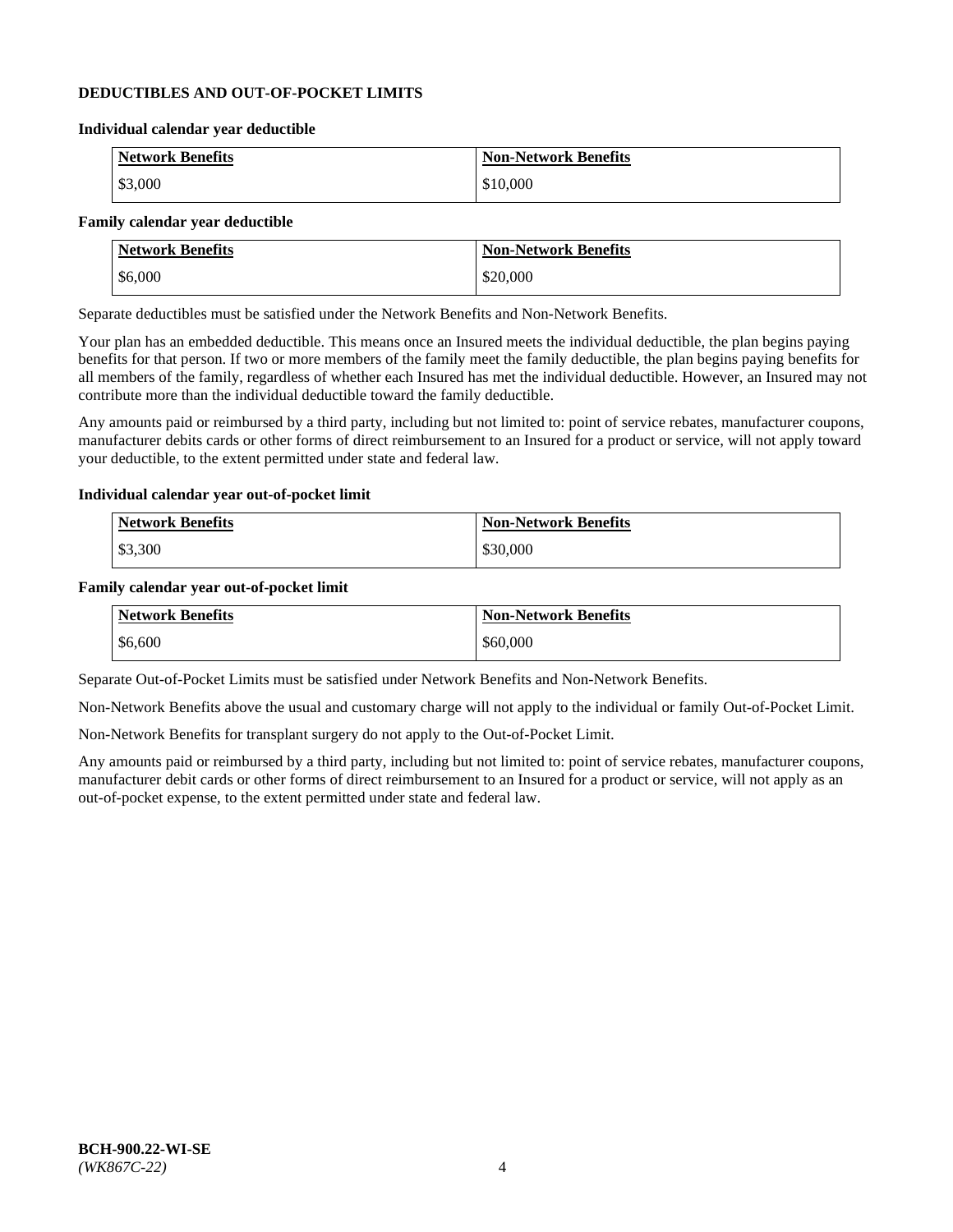## DEDUCTIBLES AND OUT-OF-POCKET LIMITS

### Individual calendar year deductible

| Network Benefits | Non-Network Benefits |
| --- | --- |
| $3,000 | $10,000 |

### Family calendar year deductible

| Network Benefits | Non-Network Benefits |
| --- | --- |
| $6,000 | $20,000 |

Separate deductibles must be satisfied under the Network Benefits and Non-Network Benefits.

Your plan has an embedded deductible. This means once an Insured meets the individual deductible, the plan begins paying benefits for that person. If two or more members of the family meet the family deductible, the plan begins paying benefits for all members of the family, regardless of whether each Insured has met the individual deductible. However, an Insured may not contribute more than the individual deductible toward the family deductible.

Any amounts paid or reimbursed by a third party, including but not limited to: point of service rebates, manufacturer coupons, manufacturer debits cards or other forms of direct reimbursement to an Insured for a product or service, will not apply toward your deductible, to the extent permitted under state and federal law.

### Individual calendar year out-of-pocket limit

| Network Benefits | Non-Network Benefits |
| --- | --- |
| $3,300 | $30,000 |

### Family calendar year out-of-pocket limit

| Network Benefits | Non-Network Benefits |
| --- | --- |
| $6,600 | $60,000 |

Separate Out-of-Pocket Limits must be satisfied under Network Benefits and Non-Network Benefits.

Non-Network Benefits above the usual and customary charge will not apply to the individual or family Out-of-Pocket Limit.

Non-Network Benefits for transplant surgery do not apply to the Out-of-Pocket Limit.

Any amounts paid or reimbursed by a third party, including but not limited to: point of service rebates, manufacturer coupons, manufacturer debit cards or other forms of direct reimbursement to an Insured for a product or service, will not apply as an out-of-pocket expense, to the extent permitted under state and federal law.

**BCH-900.22-WI-SE**
*(WK867C-22)*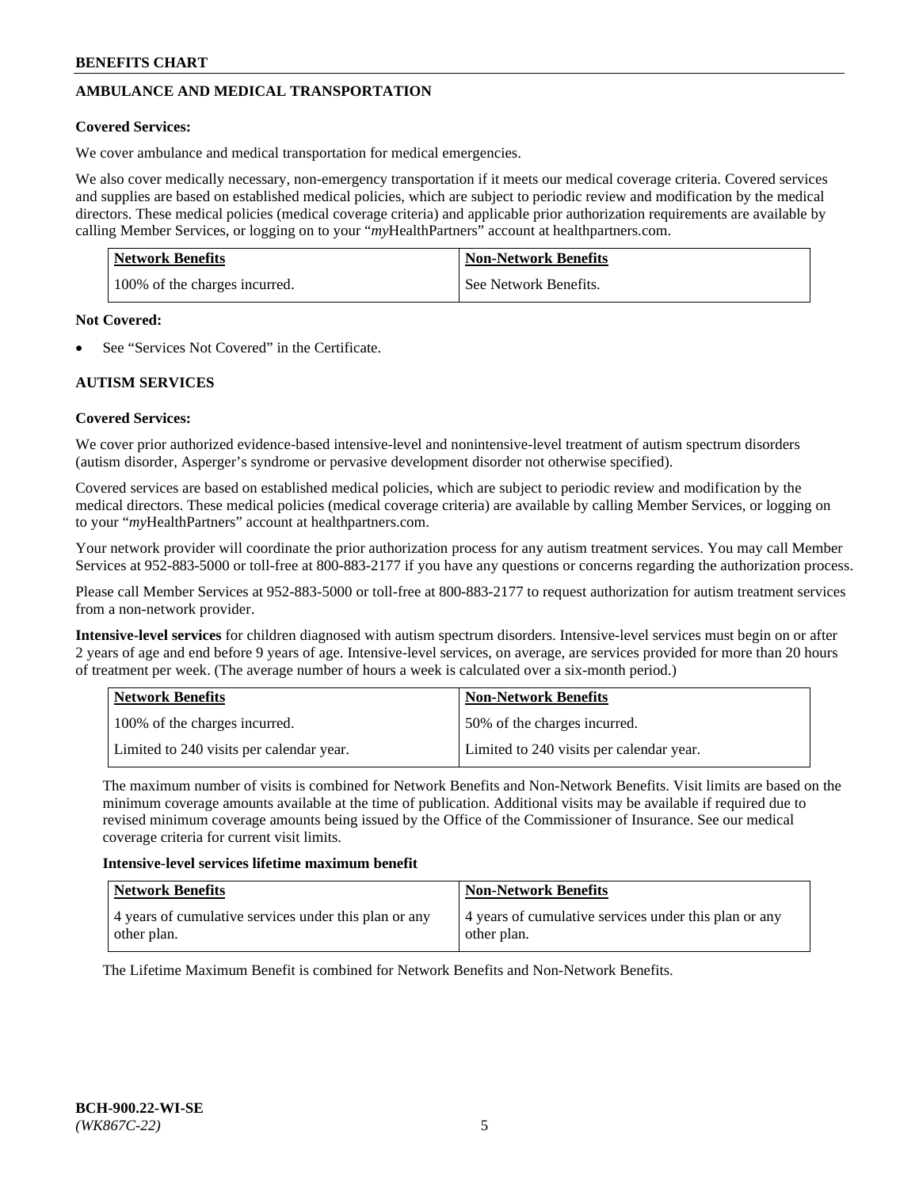## AMBULANCE AND MEDICAL TRANSPORTATION

**Covered Services:**

We cover ambulance and medical transportation for medical emergencies.

We also cover medically necessary, non-emergency transportation if it meets our medical coverage criteria. Covered services and supplies are based on established medical policies, which are subject to periodic review and modification by the medical directors. These medical policies (medical coverage criteria) and applicable prior authorization requirements are available by calling Member Services, or logging on to your "*my*HealthPartners" account at healthpartners.com.

| Network Benefits | Non-Network Benefits |
|---|---|
| 100% of the charges incurred. | See Network Benefits. |

**Not Covered:**

- See "Services Not Covered" in the Certificate.

## AUTISM SERVICES

**Covered Services:**

We cover prior authorized evidence-based intensive-level and nonintensive-level treatment of autism spectrum disorders (autism disorder, Asperger's syndrome or pervasive development disorder not otherwise specified).

Covered services are based on established medical policies, which are subject to periodic review and modification by the medical directors. These medical policies (medical coverage criteria) are available by calling Member Services, or logging on to your "*my*HealthPartners" account at healthpartners.com.

Your network provider will coordinate the prior authorization process for any autism treatment services. You may call Member Services at 952-883-5000 or toll-free at 800-883-2177 if you have any questions or concerns regarding the authorization process.

Please call Member Services at 952-883-5000 or toll-free at 800-883-2177 to request authorization for autism treatment services from a non-network provider.

**Intensive-level services** for children diagnosed with autism spectrum disorders. Intensive-level services must begin on or after 2 years of age and end before 9 years of age. Intensive-level services, on average, are services provided for more than 20 hours of treatment per week. (The average number of hours a week is calculated over a six-month period.)

| Network Benefits | Non-Network Benefits |
|---|---|
| 100% of the charges incurred. | 50% of the charges incurred. |
| Limited to 240 visits per calendar year. | Limited to 240 visits per calendar year. |

The maximum number of visits is combined for Network Benefits and Non-Network Benefits. Visit limits are based on the minimum coverage amounts available at the time of publication. Additional visits may be available if required due to revised minimum coverage amounts being issued by the Office of the Commissioner of Insurance. See our medical coverage criteria for current visit limits.

**Intensive-level services lifetime maximum benefit**

| Network Benefits | Non-Network Benefits |
|---|---|
| 4 years of cumulative services under this plan or any other plan. | 4 years of cumulative services under this plan or any other plan. |

The Lifetime Maximum Benefit is combined for Network Benefits and Non-Network Benefits.

BCH-900.22-WI-SE
*(WK867C-22)*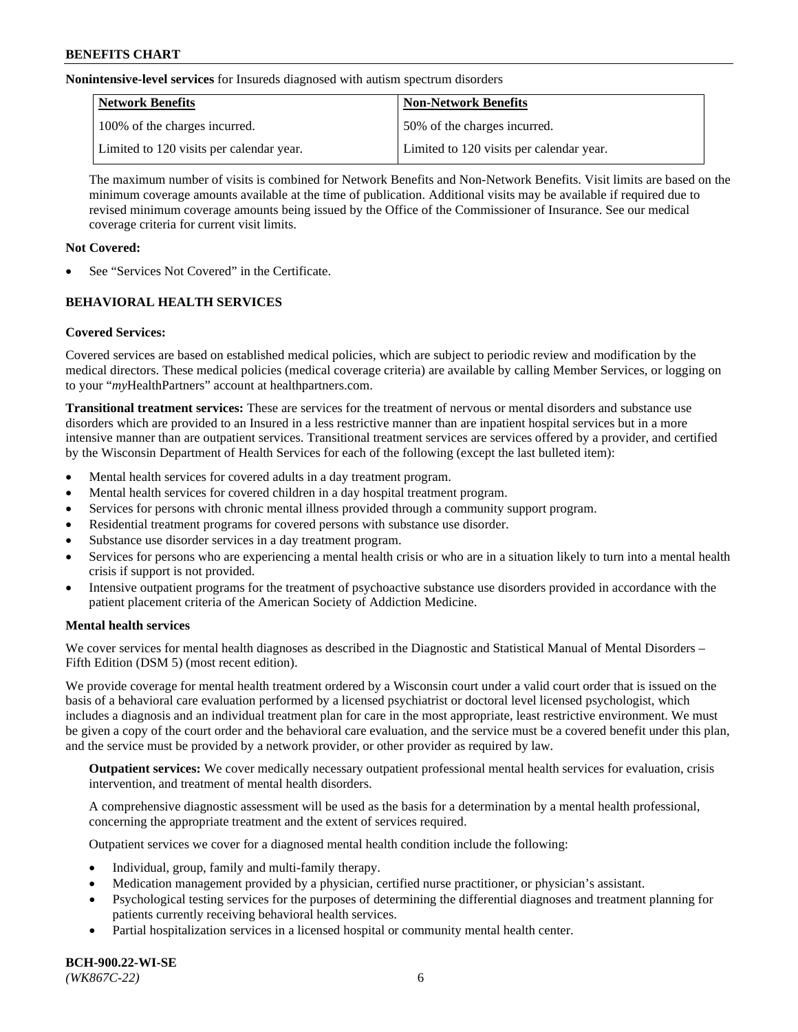**Nonintensive-level services** for Insureds diagnosed with autism spectrum disorders

| Network Benefits | Non-Network Benefits |
|---|---|
| 100% of the charges incurred. | 50% of the charges incurred. |
| Limited to 120 visits per calendar year. | Limited to 120 visits per calendar year. |

The maximum number of visits is combined for Network Benefits and Non-Network Benefits. Visit limits are based on the minimum coverage amounts available at the time of publication. Additional visits may be available if required due to revised minimum coverage amounts being issued by the Office of the Commissioner of Insurance. See our medical coverage criteria for current visit limits.

**Not Covered:**

- See "Services Not Covered" in the Certificate.

## BEHAVIORAL HEALTH SERVICES

**Covered Services:**

Covered services are based on established medical policies, which are subject to periodic review and modification by the medical directors. These medical policies (medical coverage criteria) are available by calling Member Services, or logging on to your "*my*HealthPartners" account at healthpartners.com.

**Transitional treatment services:** These are services for the treatment of nervous or mental disorders and substance use disorders which are provided to an Insured in a less restrictive manner than are inpatient hospital services but in a more intensive manner than are outpatient services. Transitional treatment services are services offered by a provider, and certified by the Wisconsin Department of Health Services for each of the following (except the last bulleted item):

- Mental health services for covered adults in a day treatment program.
- Mental health services for covered children in a day hospital treatment program.
- Services for persons with chronic mental illness provided through a community support program.
- Residential treatment programs for covered persons with substance use disorder.
- Substance use disorder services in a day treatment program.
- Services for persons who are experiencing a mental health crisis or who are in a situation likely to turn into a mental health crisis if support is not provided.
- Intensive outpatient programs for the treatment of psychoactive substance use disorders provided in accordance with the patient placement criteria of the American Society of Addiction Medicine.

**Mental health services**

We cover services for mental health diagnoses as described in the Diagnostic and Statistical Manual of Mental Disorders – Fifth Edition (DSM 5) (most recent edition).

We provide coverage for mental health treatment ordered by a Wisconsin court under a valid court order that is issued on the basis of a behavioral care evaluation performed by a licensed psychiatrist or doctoral level licensed psychologist, which includes a diagnosis and an individual treatment plan for care in the most appropriate, least restrictive environment. We must be given a copy of the court order and the behavioral care evaluation, and the service must be a covered benefit under this plan, and the service must be provided by a network provider, or other provider as required by law.

**Outpatient services:** We cover medically necessary outpatient professional mental health services for evaluation, crisis intervention, and treatment of mental health disorders.

A comprehensive diagnostic assessment will be used as the basis for a determination by a mental health professional, concerning the appropriate treatment and the extent of services required.

Outpatient services we cover for a diagnosed mental health condition include the following:

- Individual, group, family and multi-family therapy.
- Medication management provided by a physician, certified nurse practitioner, or physician's assistant.
- Psychological testing services for the purposes of determining the differential diagnoses and treatment planning for patients currently receiving behavioral health services.
- Partial hospitalization services in a licensed hospital or community mental health center.

**BCH-900.22-WI-SE**
*(WK867C-22)*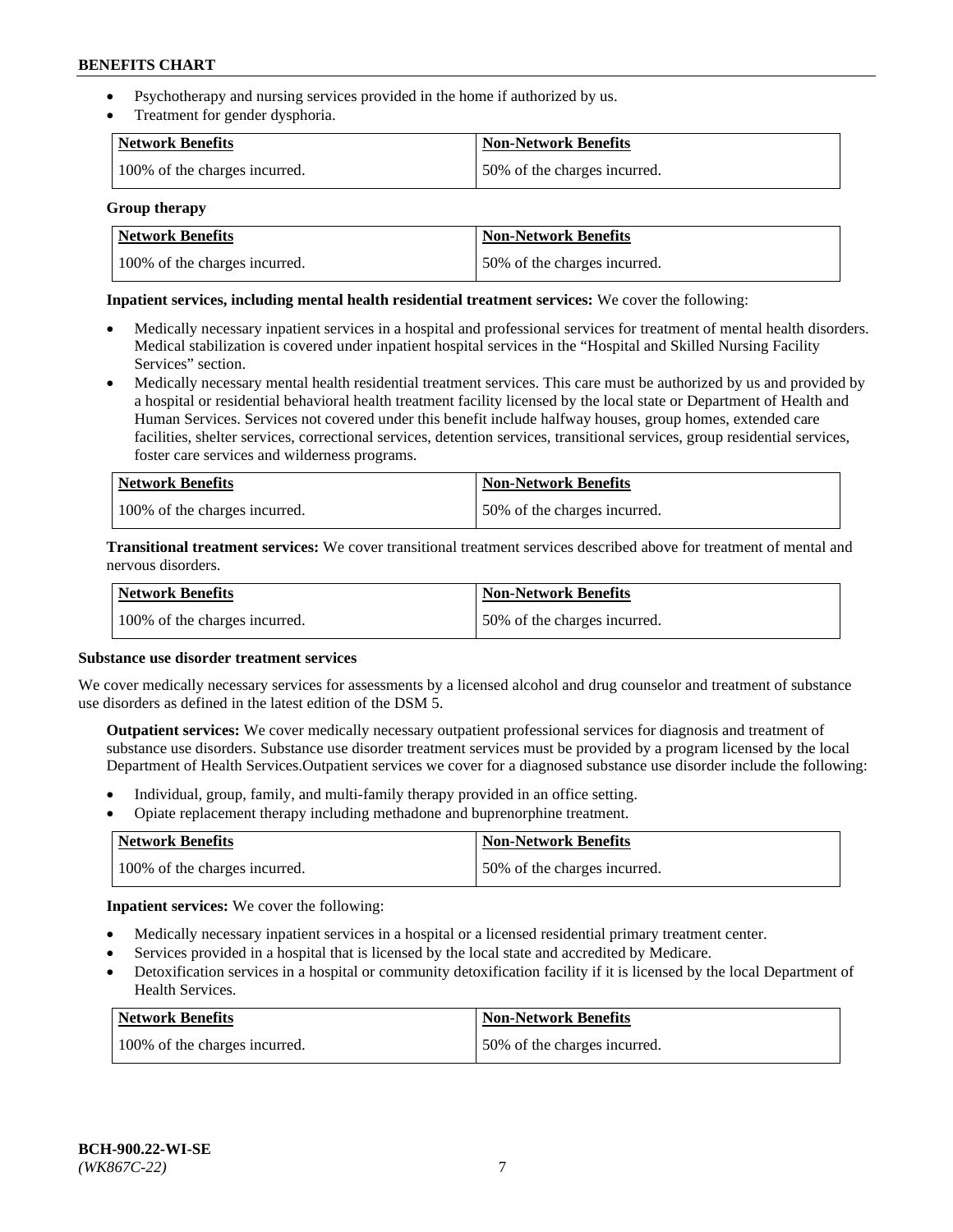- Psychotherapy and nursing services provided in the home if authorized by us.
- Treatment for gender dysphoria.

| Network Benefits | Non-Network Benefits |
| --- | --- |
| 100% of the charges incurred. | 50% of the charges incurred. |

**Group therapy**

| Network Benefits | Non-Network Benefits |
| --- | --- |
| 100% of the charges incurred. | 50% of the charges incurred. |

**Inpatient services, including mental health residential treatment services:** We cover the following:

- Medically necessary inpatient services in a hospital and professional services for treatment of mental health disorders. Medical stabilization is covered under inpatient hospital services in the "Hospital and Skilled Nursing Facility Services" section.
- Medically necessary mental health residential treatment services. This care must be authorized by us and provided by a hospital or residential behavioral health treatment facility licensed by the local state or Department of Health and Human Services. Services not covered under this benefit include halfway houses, group homes, extended care facilities, shelter services, correctional services, detention services, transitional services, group residential services, foster care services and wilderness programs.

| Network Benefits | Non-Network Benefits |
| --- | --- |
| 100% of the charges incurred. | 50% of the charges incurred. |

**Transitional treatment services:** We cover transitional treatment services described above for treatment of mental and nervous disorders.

| Network Benefits | Non-Network Benefits |
| --- | --- |
| 100% of the charges incurred. | 50% of the charges incurred. |

**Substance use disorder treatment services**

We cover medically necessary services for assessments by a licensed alcohol and drug counselor and treatment of substance use disorders as defined in the latest edition of the DSM 5.

**Outpatient services:** We cover medically necessary outpatient professional services for diagnosis and treatment of substance use disorders. Substance use disorder treatment services must be provided by a program licensed by the local Department of Health Services.Outpatient services we cover for a diagnosed substance use disorder include the following:

- Individual, group, family, and multi-family therapy provided in an office setting.
- Opiate replacement therapy including methadone and buprenorphine treatment.

| Network Benefits | Non-Network Benefits |
| --- | --- |
| 100% of the charges incurred. | 50% of the charges incurred. |

**Inpatient services:** We cover the following:

- Medically necessary inpatient services in a hospital or a licensed residential primary treatment center.
- Services provided in a hospital that is licensed by the local state and accredited by Medicare.
- Detoxification services in a hospital or community detoxification facility if it is licensed by the local Department of Health Services.

| Network Benefits | Non-Network Benefits |
| --- | --- |
| 100% of the charges incurred. | 50% of the charges incurred. |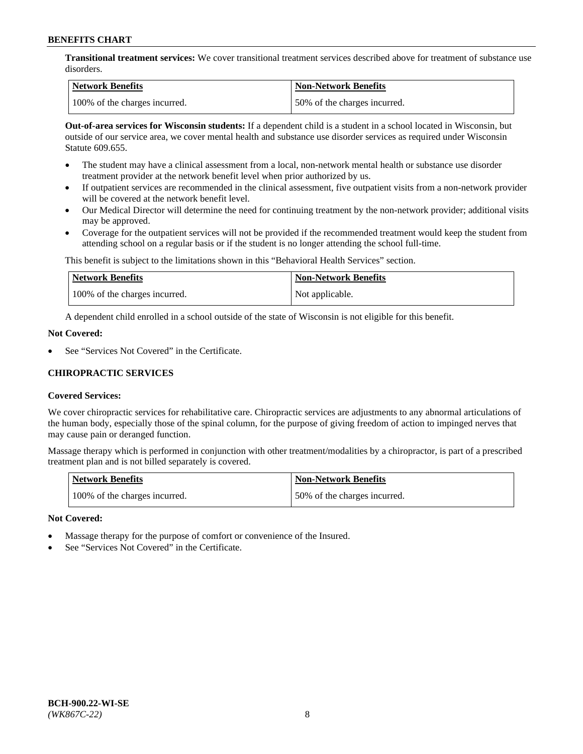**Transitional treatment services:** We cover transitional treatment services described above for treatment of substance use disorders.

| Network Benefits | Non-Network Benefits |
|---|---|
| 100% of the charges incurred. | 50% of the charges incurred. |

**Out-of-area services for Wisconsin students:** If a dependent child is a student in a school located in Wisconsin, but outside of our service area, we cover mental health and substance use disorder services as required under Wisconsin Statute 609.655.

- The student may have a clinical assessment from a local, non-network mental health or substance use disorder treatment provider at the network benefit level when prior authorized by us.
- If outpatient services are recommended in the clinical assessment, five outpatient visits from a non-network provider will be covered at the network benefit level.
- Our Medical Director will determine the need for continuing treatment by the non-network provider; additional visits may be approved.
- Coverage for the outpatient services will not be provided if the recommended treatment would keep the student from attending school on a regular basis or if the student is no longer attending the school full-time.

This benefit is subject to the limitations shown in this "Behavioral Health Services" section.

| Network Benefits | Non-Network Benefits |
|---|---|
| 100% of the charges incurred. | Not applicable. |

A dependent child enrolled in a school outside of the state of Wisconsin is not eligible for this benefit.

**Not Covered:**

- See "Services Not Covered" in the Certificate.

### CHIROPRACTIC SERVICES

**Covered Services:**

We cover chiropractic services for rehabilitative care. Chiropractic services are adjustments to any abnormal articulations of the human body, especially those of the spinal column, for the purpose of giving freedom of action to impinged nerves that may cause pain or deranged function.

Massage therapy which is performed in conjunction with other treatment/modalities by a chiropractor, is part of a prescribed treatment plan and is not billed separately is covered.

| Network Benefits | Non-Network Benefits |
|---|---|
| 100% of the charges incurred. | 50% of the charges incurred. |

**Not Covered:**

- Massage therapy for the purpose of comfort or convenience of the Insured.
- See "Services Not Covered" in the Certificate.

**BCH-900.22-WI-SE**
*(WK867C-22)*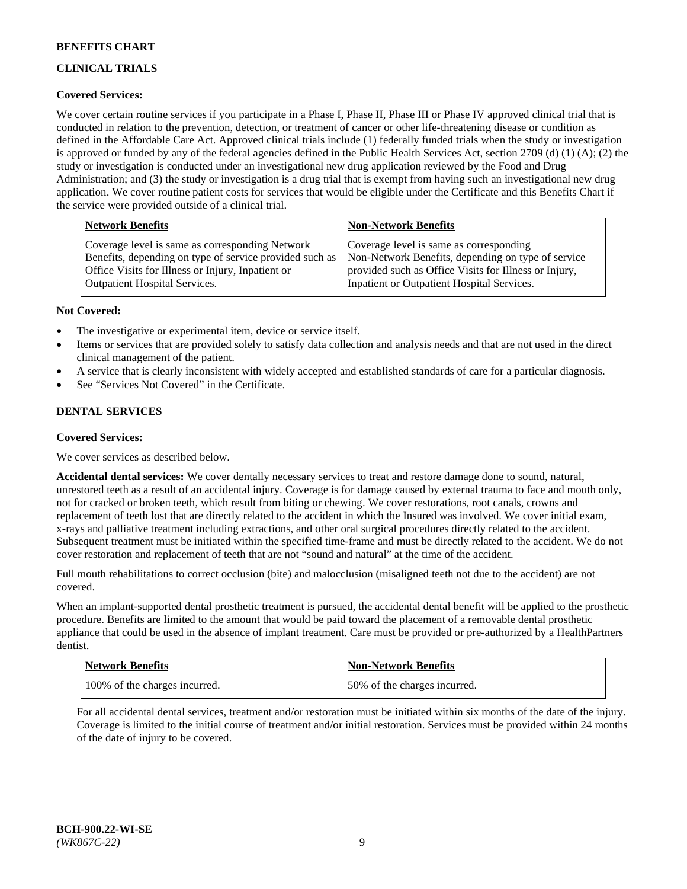## CLINICAL TRIALS

**Covered Services:**

We cover certain routine services if you participate in a Phase I, Phase II, Phase III or Phase IV approved clinical trial that is conducted in relation to the prevention, detection, or treatment of cancer or other life-threatening disease or condition as defined in the Affordable Care Act. Approved clinical trials include (1) federally funded trials when the study or investigation is approved or funded by any of the federal agencies defined in the Public Health Services Act, section 2709 (d) (1) (A); (2) the study or investigation is conducted under an investigational new drug application reviewed by the Food and Drug Administration; and (3) the study or investigation is a drug trial that is exempt from having such an investigational new drug application. We cover routine patient costs for services that would be eligible under the Certificate and this Benefits Chart if the service were provided outside of a clinical trial.

| Network Benefits | Non-Network Benefits |
|---|---|
| Coverage level is same as corresponding Network Benefits, depending on type of service provided such as Office Visits for Illness or Injury, Inpatient or Outpatient Hospital Services. | Coverage level is same as corresponding Non-Network Benefits, depending on type of service provided such as Office Visits for Illness or Injury, Inpatient or Outpatient Hospital Services. |

**Not Covered:**

- The investigative or experimental item, device or service itself.
- Items or services that are provided solely to satisfy data collection and analysis needs and that are not used in the direct clinical management of the patient.
- A service that is clearly inconsistent with widely accepted and established standards of care for a particular diagnosis.
- See "Services Not Covered" in the Certificate.

## DENTAL SERVICES

**Covered Services:**

We cover services as described below.

**Accidental dental services:** We cover dentally necessary services to treat and restore damage done to sound, natural, unrestored teeth as a result of an accidental injury. Coverage is for damage caused by external trauma to face and mouth only, not for cracked or broken teeth, which result from biting or chewing. We cover restorations, root canals, crowns and replacement of teeth lost that are directly related to the accident in which the Insured was involved. We cover initial exam, x-rays and palliative treatment including extractions, and other oral surgical procedures directly related to the accident. Subsequent treatment must be initiated within the specified time-frame and must be directly related to the accident. We do not cover restoration and replacement of teeth that are not "sound and natural" at the time of the accident.

Full mouth rehabilitations to correct occlusion (bite) and malocclusion (misaligned teeth not due to the accident) are not covered.

When an implant-supported dental prosthetic treatment is pursued, the accidental dental benefit will be applied to the prosthetic procedure. Benefits are limited to the amount that would be paid toward the placement of a removable dental prosthetic appliance that could be used in the absence of implant treatment. Care must be provided or pre-authorized by a HealthPartners dentist.

| Network Benefits | Non-Network Benefits |
|---|---|
| 100% of the charges incurred. | 50% of the charges incurred. |

For all accidental dental services, treatment and/or restoration must be initiated within six months of the date of the injury. Coverage is limited to the initial course of treatment and/or initial restoration. Services must be provided within 24 months of the date of injury to be covered.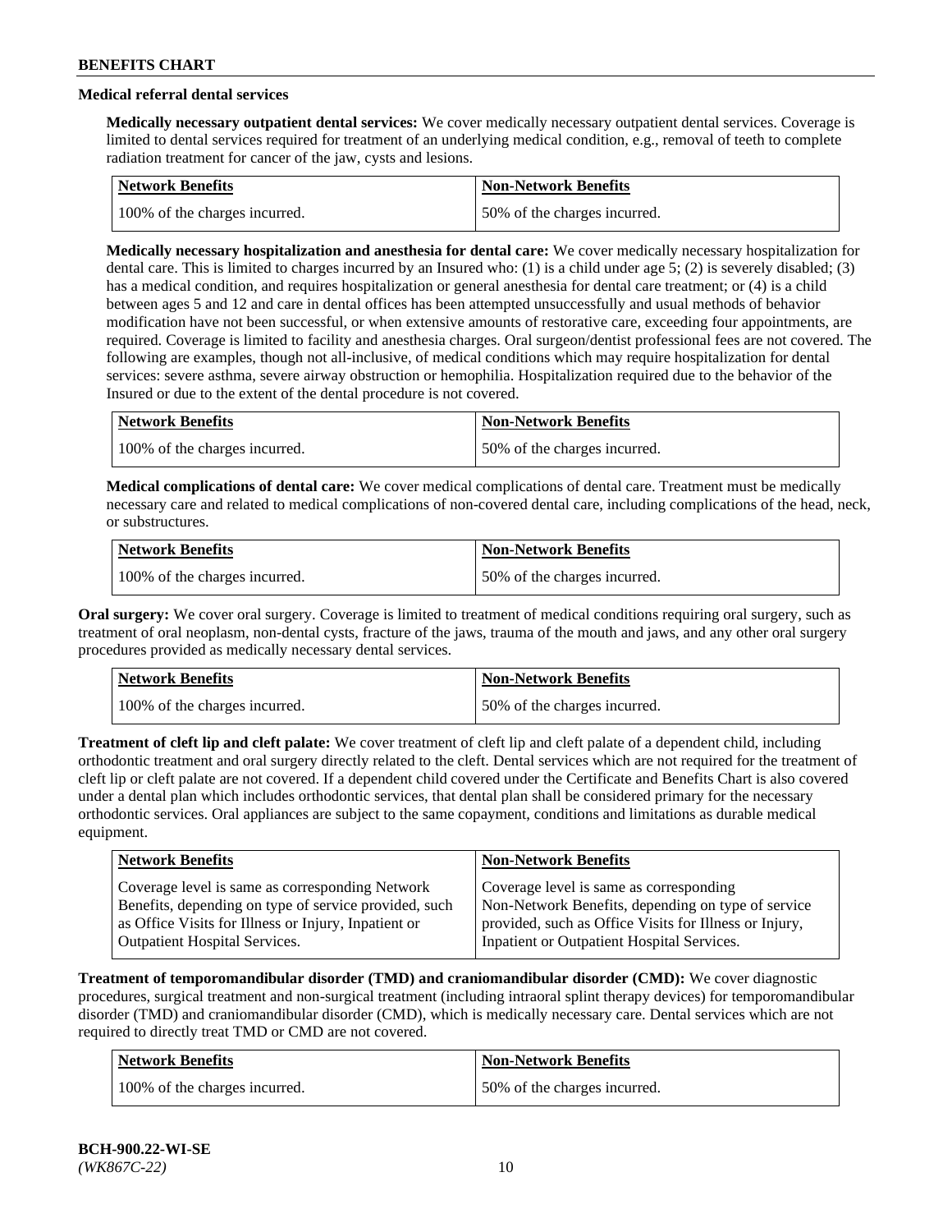### Medical referral dental services

**Medically necessary outpatient dental services:** We cover medically necessary outpatient dental services. Coverage is limited to dental services required for treatment of an underlying medical condition, e.g., removal of teeth to complete radiation treatment for cancer of the jaw, cysts and lesions.

| Network Benefits | Non-Network Benefits |
|---|---|
| 100% of the charges incurred. | 50% of the charges incurred. |

**Medically necessary hospitalization and anesthesia for dental care:** We cover medically necessary hospitalization for dental care. This is limited to charges incurred by an Insured who: (1) is a child under age 5; (2) is severely disabled; (3) has a medical condition, and requires hospitalization or general anesthesia for dental care treatment; or (4) is a child between ages 5 and 12 and care in dental offices has been attempted unsuccessfully and usual methods of behavior modification have not been successful, or when extensive amounts of restorative care, exceeding four appointments, are required. Coverage is limited to facility and anesthesia charges. Oral surgeon/dentist professional fees are not covered. The following are examples, though not all-inclusive, of medical conditions which may require hospitalization for dental services: severe asthma, severe airway obstruction or hemophilia. Hospitalization required due to the behavior of the Insured or due to the extent of the dental procedure is not covered.

| Network Benefits | Non-Network Benefits |
|---|---|
| 100% of the charges incurred. | 50% of the charges incurred. |

**Medical complications of dental care:** We cover medical complications of dental care. Treatment must be medically necessary care and related to medical complications of non-covered dental care, including complications of the head, neck, or substructures.

| Network Benefits | Non-Network Benefits |
|---|---|
| 100% of the charges incurred. | 50% of the charges incurred. |

**Oral surgery:** We cover oral surgery. Coverage is limited to treatment of medical conditions requiring oral surgery, such as treatment of oral neoplasm, non-dental cysts, fracture of the jaws, trauma of the mouth and jaws, and any other oral surgery procedures provided as medically necessary dental services.

| Network Benefits | Non-Network Benefits |
|---|---|
| 100% of the charges incurred. | 50% of the charges incurred. |

**Treatment of cleft lip and cleft palate:** We cover treatment of cleft lip and cleft palate of a dependent child, including orthodontic treatment and oral surgery directly related to the cleft. Dental services which are not required for the treatment of cleft lip or cleft palate are not covered. If a dependent child covered under the Certificate and Benefits Chart is also covered under a dental plan which includes orthodontic services, that dental plan shall be considered primary for the necessary orthodontic services. Oral appliances are subject to the same copayment, conditions and limitations as durable medical equipment.

| Network Benefits | Non-Network Benefits |
|---|---|
| Coverage level is same as corresponding Network Benefits, depending on type of service provided, such as Office Visits for Illness or Injury, Inpatient or Outpatient Hospital Services. | Coverage level is same as corresponding Non-Network Benefits, depending on type of service provided, such as Office Visits for Illness or Injury, Inpatient or Outpatient Hospital Services. |

**Treatment of temporomandibular disorder (TMD) and craniomandibular disorder (CMD):** We cover diagnostic procedures, surgical treatment and non-surgical treatment (including intraoral splint therapy devices) for temporomandibular disorder (TMD) and craniomandibular disorder (CMD), which is medically necessary care. Dental services which are not required to directly treat TMD or CMD are not covered.

| Network Benefits | Non-Network Benefits |
|---|---|
| 100% of the charges incurred. | 50% of the charges incurred. |

BCH-900.22-WI-SE
*(WK867C-22)*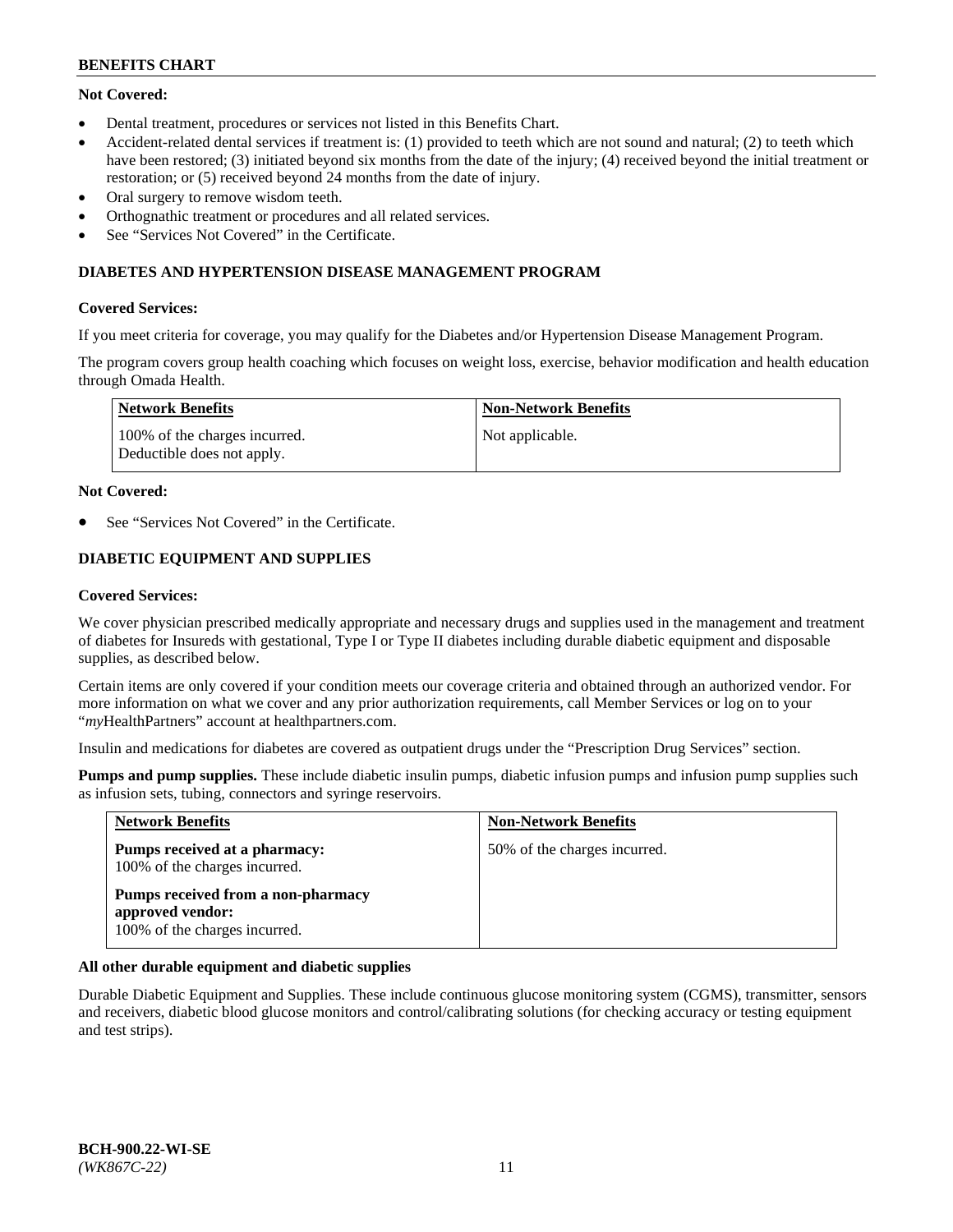**Not Covered:**

- Dental treatment, procedures or services not listed in this Benefits Chart.
- Accident-related dental services if treatment is: (1) provided to teeth which are not sound and natural; (2) to teeth which have been restored; (3) initiated beyond six months from the date of the injury; (4) received beyond the initial treatment or restoration; or (5) received beyond 24 months from the date of injury.
- Oral surgery to remove wisdom teeth.
- Orthognathic treatment or procedures and all related services.
- See "Services Not Covered" in the Certificate.

### DIABETES AND HYPERTENSION DISEASE MANAGEMENT PROGRAM

**Covered Services:**

If you meet criteria for coverage, you may qualify for the Diabetes and/or Hypertension Disease Management Program.

The program covers group health coaching which focuses on weight loss, exercise, behavior modification and health education through Omada Health.

| Network Benefits | Non-Network Benefits |
|---|---|
| 100% of the charges incurred.<br>Deductible does not apply. | Not applicable. |

**Not Covered:**

- See "Services Not Covered" in the Certificate.

### DIABETIC EQUIPMENT AND SUPPLIES

**Covered Services:**

We cover physician prescribed medically appropriate and necessary drugs and supplies used in the management and treatment of diabetes for Insureds with gestational, Type I or Type II diabetes including durable diabetic equipment and disposable supplies, as described below.

Certain items are only covered if your condition meets our coverage criteria and obtained through an authorized vendor. For more information on what we cover and any prior authorization requirements, call Member Services or log on to your "*my*HealthPartners" account at healthpartners.com.

Insulin and medications for diabetes are covered as outpatient drugs under the "Prescription Drug Services" section.

**Pumps and pump supplies.** These include diabetic insulin pumps, diabetic infusion pumps and infusion pump supplies such as infusion sets, tubing, connectors and syringe reservoirs.

| Network Benefits | Non-Network Benefits |
|---|---|
| **Pumps received at a pharmacy:**<br>100% of the charges incurred.<br><br>**Pumps received from a non-pharmacy approved vendor:**<br>100% of the charges incurred. | 50% of the charges incurred. |

**All other durable equipment and diabetic supplies**

Durable Diabetic Equipment and Supplies. These include continuous glucose monitoring system (CGMS), transmitter, sensors and receivers, diabetic blood glucose monitors and control/calibrating solutions (for checking accuracy or testing equipment and test strips).

BCH-900.22-WI-SE
*(WK867C-22)*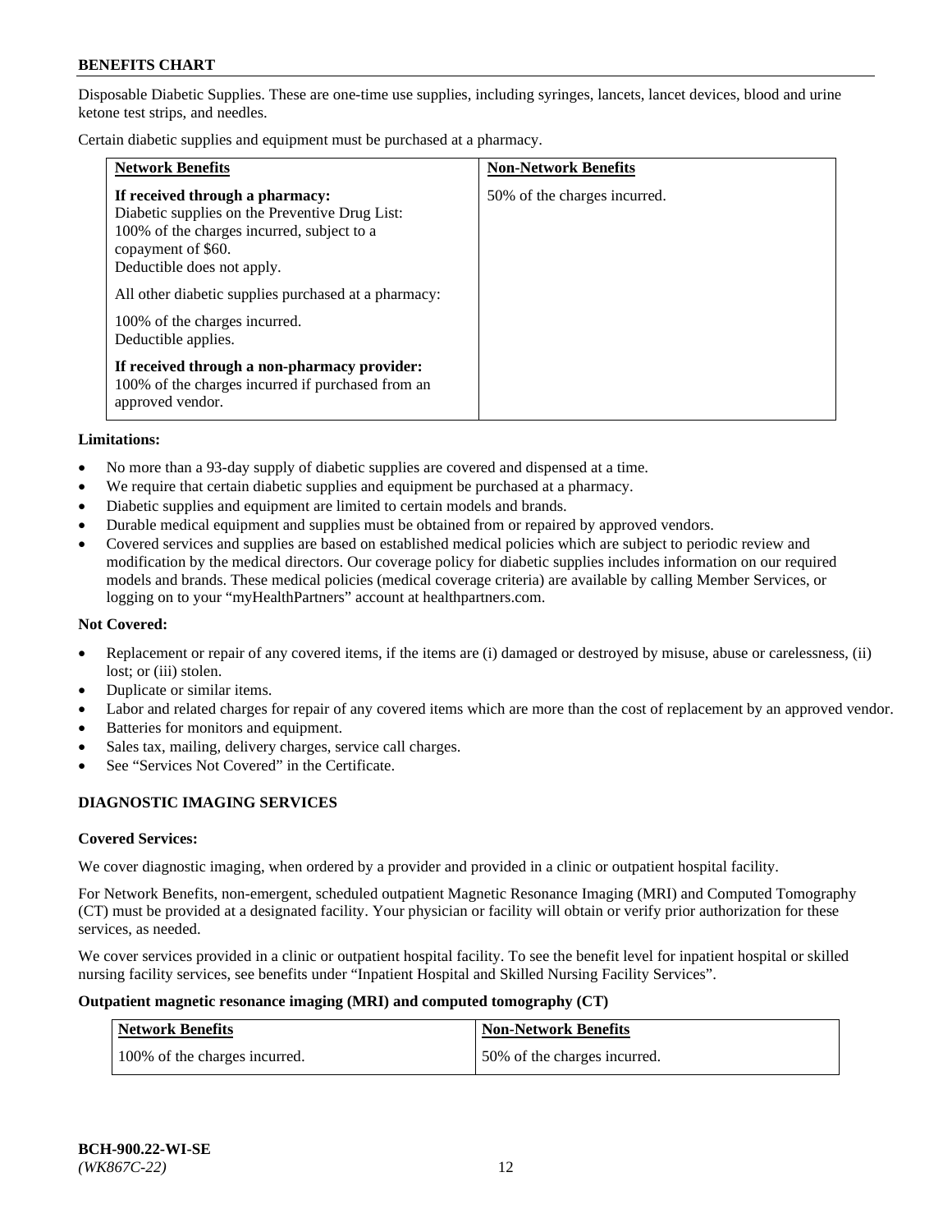Disposable Diabetic Supplies. These are one-time use supplies, including syringes, lancets, lancet devices, blood and urine ketone test strips, and needles.

Certain diabetic supplies and equipment must be purchased at a pharmacy.

| Network Benefits | Non-Network Benefits |
| --- | --- |
| **If received through a pharmacy:** Diabetic supplies on the Preventive Drug List: 100% of the charges incurred, subject to a copayment of $60. Deductible does not apply.<br><br>All other diabetic supplies purchased at a pharmacy:<br><br>100% of the charges incurred. Deductible applies.<br><br>**If received through a non-pharmacy provider:** 100% of the charges incurred if purchased from an approved vendor. | 50% of the charges incurred. |

**Limitations:**

- No more than a 93-day supply of diabetic supplies are covered and dispensed at a time.
- We require that certain diabetic supplies and equipment be purchased at a pharmacy.
- Diabetic supplies and equipment are limited to certain models and brands.
- Durable medical equipment and supplies must be obtained from or repaired by approved vendors.
- Covered services and supplies are based on established medical policies which are subject to periodic review and modification by the medical directors. Our coverage policy for diabetic supplies includes information on our required models and brands. These medical policies (medical coverage criteria) are available by calling Member Services, or logging on to your "myHealthPartners" account at healthpartners.com.

**Not Covered:**

- Replacement or repair of any covered items, if the items are (i) damaged or destroyed by misuse, abuse or carelessness, (ii) lost; or (iii) stolen.
- Duplicate or similar items.
- Labor and related charges for repair of any covered items which are more than the cost of replacement by an approved vendor.
- Batteries for monitors and equipment.
- Sales tax, mailing, delivery charges, service call charges.
- See "Services Not Covered" in the Certificate.

## DIAGNOSTIC IMAGING SERVICES

**Covered Services:**

We cover diagnostic imaging, when ordered by a provider and provided in a clinic or outpatient hospital facility.

For Network Benefits, non-emergent, scheduled outpatient Magnetic Resonance Imaging (MRI) and Computed Tomography (CT) must be provided at a designated facility. Your physician or facility will obtain or verify prior authorization for these services, as needed.

We cover services provided in a clinic or outpatient hospital facility. To see the benefit level for inpatient hospital or skilled nursing facility services, see benefits under "Inpatient Hospital and Skilled Nursing Facility Services".

**Outpatient magnetic resonance imaging (MRI) and computed tomography (CT)**

| Network Benefits | Non-Network Benefits |
| --- | --- |
| 100% of the charges incurred. | 50% of the charges incurred. |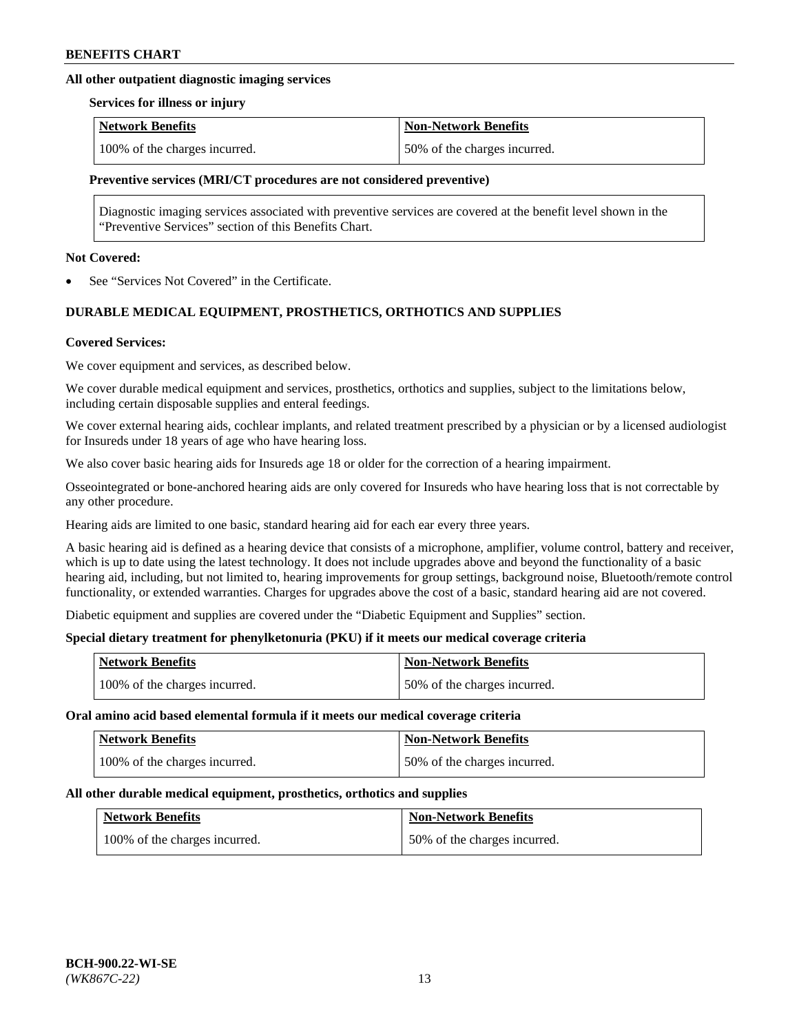**All other outpatient diagnostic imaging services**

**Services for illness or injury**

| Network Benefits | Non-Network Benefits |
| --- | --- |
| 100% of the charges incurred. | 50% of the charges incurred. |

**Preventive services (MRI/CT procedures are not considered preventive)**

Diagnostic imaging services associated with preventive services are covered at the benefit level shown in the "Preventive Services" section of this Benefits Chart.

**Not Covered:**

- See "Services Not Covered" in the Certificate.

**DURABLE MEDICAL EQUIPMENT, PROSTHETICS, ORTHOTICS AND SUPPLIES**

**Covered Services:**

We cover equipment and services, as described below.

We cover durable medical equipment and services, prosthetics, orthotics and supplies, subject to the limitations below, including certain disposable supplies and enteral feedings.

We cover external hearing aids, cochlear implants, and related treatment prescribed by a physician or by a licensed audiologist for Insureds under 18 years of age who have hearing loss.

We also cover basic hearing aids for Insureds age 18 or older for the correction of a hearing impairment.

Osseointegrated or bone-anchored hearing aids are only covered for Insureds who have hearing loss that is not correctable by any other procedure.

Hearing aids are limited to one basic, standard hearing aid for each ear every three years.

A basic hearing aid is defined as a hearing device that consists of a microphone, amplifier, volume control, battery and receiver, which is up to date using the latest technology. It does not include upgrades above and beyond the functionality of a basic hearing aid, including, but not limited to, hearing improvements for group settings, background noise, Bluetooth/remote control functionality, or extended warranties. Charges for upgrades above the cost of a basic, standard hearing aid are not covered.

Diabetic equipment and supplies are covered under the "Diabetic Equipment and Supplies" section.

**Special dietary treatment for phenylketonuria (PKU) if it meets our medical coverage criteria**

| Network Benefits | Non-Network Benefits |
| --- | --- |
| 100% of the charges incurred. | 50% of the charges incurred. |

**Oral amino acid based elemental formula if it meets our medical coverage criteria**

| Network Benefits | Non-Network Benefits |
| --- | --- |
| 100% of the charges incurred. | 50% of the charges incurred. |

**All other durable medical equipment, prosthetics, orthotics and supplies**

| Network Benefits | Non-Network Benefits |
| --- | --- |
| 100% of the charges incurred. | 50% of the charges incurred. |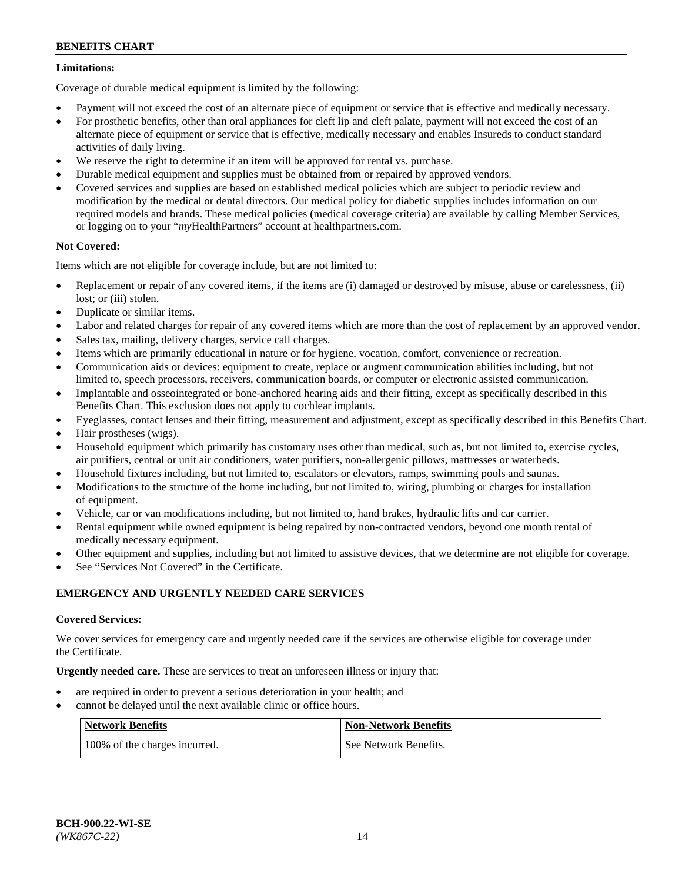**Limitations:**

Coverage of durable medical equipment is limited by the following:

- Payment will not exceed the cost of an alternate piece of equipment or service that is effective and medically necessary.
- For prosthetic benefits, other than oral appliances for cleft lip and cleft palate, payment will not exceed the cost of an alternate piece of equipment or service that is effective, medically necessary and enables Insureds to conduct standard activities of daily living.
- We reserve the right to determine if an item will be approved for rental vs. purchase.
- Durable medical equipment and supplies must be obtained from or repaired by approved vendors.
- Covered services and supplies are based on established medical policies which are subject to periodic review and modification by the medical or dental directors. Our medical policy for diabetic supplies includes information on our required models and brands. These medical policies (medical coverage criteria) are available by calling Member Services, or logging on to your "*my*HealthPartners" account at healthpartners.com.

**Not Covered:**

Items which are not eligible for coverage include, but are not limited to:

- Replacement or repair of any covered items, if the items are (i) damaged or destroyed by misuse, abuse or carelessness, (ii) lost; or (iii) stolen.
- Duplicate or similar items.
- Labor and related charges for repair of any covered items which are more than the cost of replacement by an approved vendor.
- Sales tax, mailing, delivery charges, service call charges.
- Items which are primarily educational in nature or for hygiene, vocation, comfort, convenience or recreation.
- Communication aids or devices: equipment to create, replace or augment communication abilities including, but not limited to, speech processors, receivers, communication boards, or computer or electronic assisted communication.
- Implantable and osseointegrated or bone-anchored hearing aids and their fitting, except as specifically described in this Benefits Chart. This exclusion does not apply to cochlear implants.
- Eyeglasses, contact lenses and their fitting, measurement and adjustment, except as specifically described in this Benefits Chart.
- Hair prostheses (wigs).
- Household equipment which primarily has customary uses other than medical, such as, but not limited to, exercise cycles, air purifiers, central or unit air conditioners, water purifiers, non-allergenic pillows, mattresses or waterbeds.
- Household fixtures including, but not limited to, escalators or elevators, ramps, swimming pools and saunas.
- Modifications to the structure of the home including, but not limited to, wiring, plumbing or charges for installation of equipment.
- Vehicle, car or van modifications including, but not limited to, hand brakes, hydraulic lifts and car carrier.
- Rental equipment while owned equipment is being repaired by non-contracted vendors, beyond one month rental of medically necessary equipment.
- Other equipment and supplies, including but not limited to assistive devices, that we determine are not eligible for coverage.
- See "Services Not Covered" in the Certificate.

**EMERGENCY AND URGENTLY NEEDED CARE SERVICES**

**Covered Services:**

We cover services for emergency care and urgently needed care if the services are otherwise eligible for coverage under the Certificate.

**Urgently needed care.** These are services to treat an unforeseen illness or injury that:

- are required in order to prevent a serious deterioration in your health; and
- cannot be delayed until the next available clinic or office hours.

| Network Benefits | Non-Network Benefits |
|---|---|
| 100% of the charges incurred. | See Network Benefits. |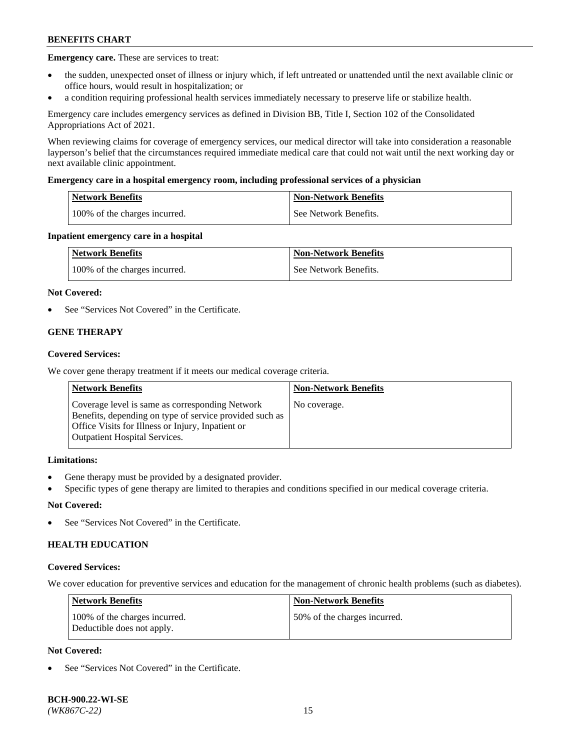**Emergency care.** These are services to treat:

- the sudden, unexpected onset of illness or injury which, if left untreated or unattended until the next available clinic or office hours, would result in hospitalization; or
- a condition requiring professional health services immediately necessary to preserve life or stabilize health.

Emergency care includes emergency services as defined in Division BB, Title I, Section 102 of the Consolidated Appropriations Act of 2021.

When reviewing claims for coverage of emergency services, our medical director will take into consideration a reasonable layperson's belief that the circumstances required immediate medical care that could not wait until the next working day or next available clinic appointment.

**Emergency care in a hospital emergency room, including professional services of a physician**

| Network Benefits | Non-Network Benefits |
|---|---|
| 100% of the charges incurred. | See Network Benefits. |

**Inpatient emergency care in a hospital**

| Network Benefits | Non-Network Benefits |
|---|---|
| 100% of the charges incurred. | See Network Benefits. |

**Not Covered:**

- See "Services Not Covered" in the Certificate.

## GENE THERAPY

**Covered Services:**

We cover gene therapy treatment if it meets our medical coverage criteria.

| Network Benefits | Non-Network Benefits |
|---|---|
| Coverage level is same as corresponding Network Benefits, depending on type of service provided such as Office Visits for Illness or Injury, Inpatient or Outpatient Hospital Services. | No coverage. |

**Limitations:**

- Gene therapy must be provided by a designated provider.
- Specific types of gene therapy are limited to therapies and conditions specified in our medical coverage criteria.

**Not Covered:**

- See "Services Not Covered" in the Certificate.

## HEALTH EDUCATION

**Covered Services:**

We cover education for preventive services and education for the management of chronic health problems (such as diabetes).

| Network Benefits | Non-Network Benefits |
|---|---|
| 100% of the charges incurred. Deductible does not apply. | 50% of the charges incurred. |

**Not Covered:**

- See "Services Not Covered" in the Certificate.

**BCH-900.22-WI-SE**
*(WK867C-22)*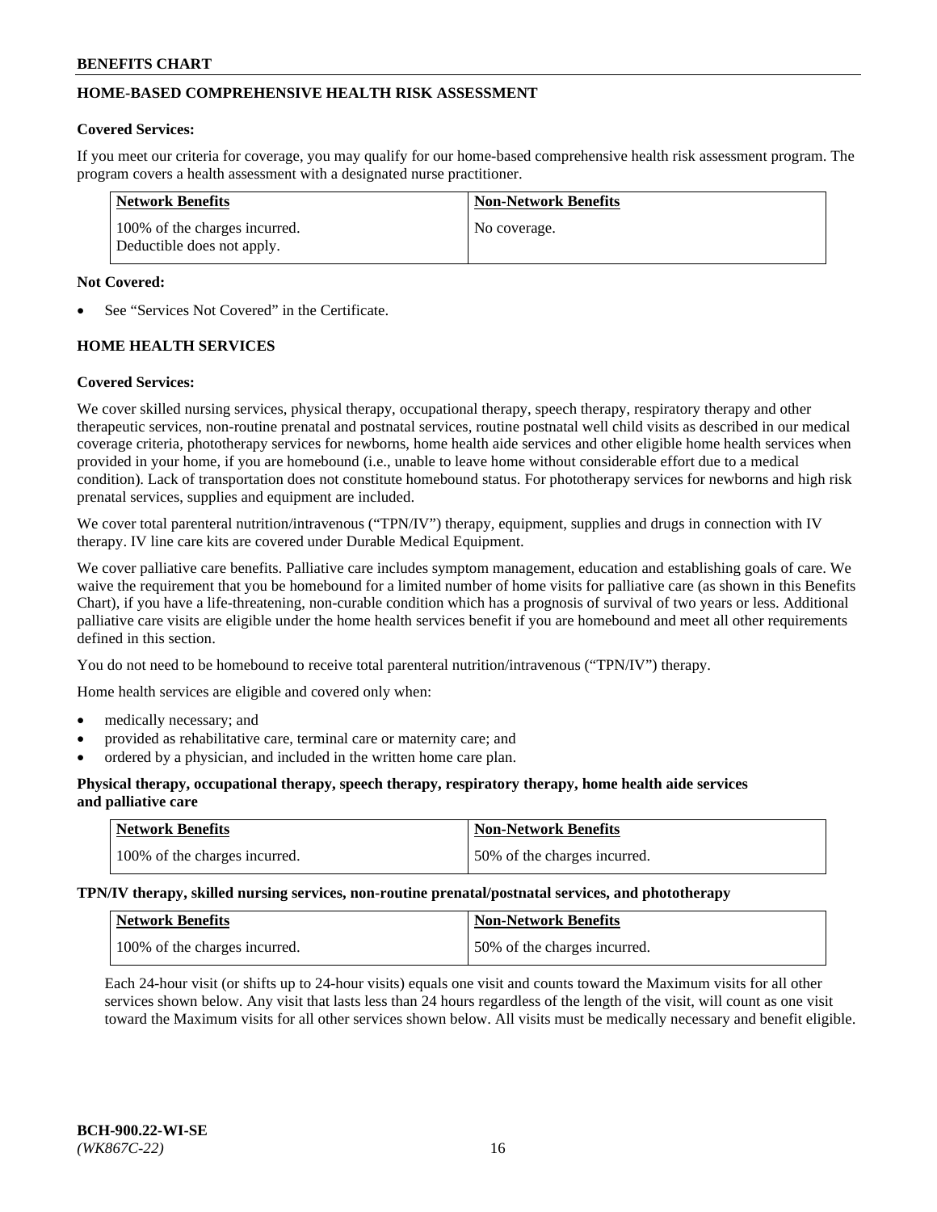## HOME-BASED COMPREHENSIVE HEALTH RISK ASSESSMENT

**Covered Services:**

If you meet our criteria for coverage, you may qualify for our home-based comprehensive health risk assessment program. The program covers a health assessment with a designated nurse practitioner.

| Network Benefits | Non-Network Benefits |
|---|---|
| 100% of the charges incurred. Deductible does not apply. | No coverage. |

**Not Covered:**

- See "Services Not Covered" in the Certificate.

## HOME HEALTH SERVICES

**Covered Services:**

We cover skilled nursing services, physical therapy, occupational therapy, speech therapy, respiratory therapy and other therapeutic services, non-routine prenatal and postnatal services, routine postnatal well child visits as described in our medical coverage criteria, phototherapy services for newborns, home health aide services and other eligible home health services when provided in your home, if you are homebound (i.e., unable to leave home without considerable effort due to a medical condition). Lack of transportation does not constitute homebound status. For phototherapy services for newborns and high risk prenatal services, supplies and equipment are included.

We cover total parenteral nutrition/intravenous ("TPN/IV") therapy, equipment, supplies and drugs in connection with IV therapy. IV line care kits are covered under Durable Medical Equipment.

We cover palliative care benefits. Palliative care includes symptom management, education and establishing goals of care. We waive the requirement that you be homebound for a limited number of home visits for palliative care (as shown in this Benefits Chart), if you have a life-threatening, non-curable condition which has a prognosis of survival of two years or less. Additional palliative care visits are eligible under the home health services benefit if you are homebound and meet all other requirements defined in this section.

You do not need to be homebound to receive total parenteral nutrition/intravenous ("TPN/IV") therapy.

Home health services are eligible and covered only when:

- medically necessary; and
- provided as rehabilitative care, terminal care or maternity care; and
- ordered by a physician, and included in the written home care plan.

**Physical therapy, occupational therapy, speech therapy, respiratory therapy, home health aide services and palliative care**

| Network Benefits | Non-Network Benefits |
|---|---|
| 100% of the charges incurred. | 50% of the charges incurred. |

**TPN/IV therapy, skilled nursing services, non-routine prenatal/postnatal services, and phototherapy**

| Network Benefits | Non-Network Benefits |
|---|---|
| 100% of the charges incurred. | 50% of the charges incurred. |

Each 24-hour visit (or shifts up to 24-hour visits) equals one visit and counts toward the Maximum visits for all other services shown below. Any visit that lasts less than 24 hours regardless of the length of the visit, will count as one visit toward the Maximum visits for all other services shown below. All visits must be medically necessary and benefit eligible.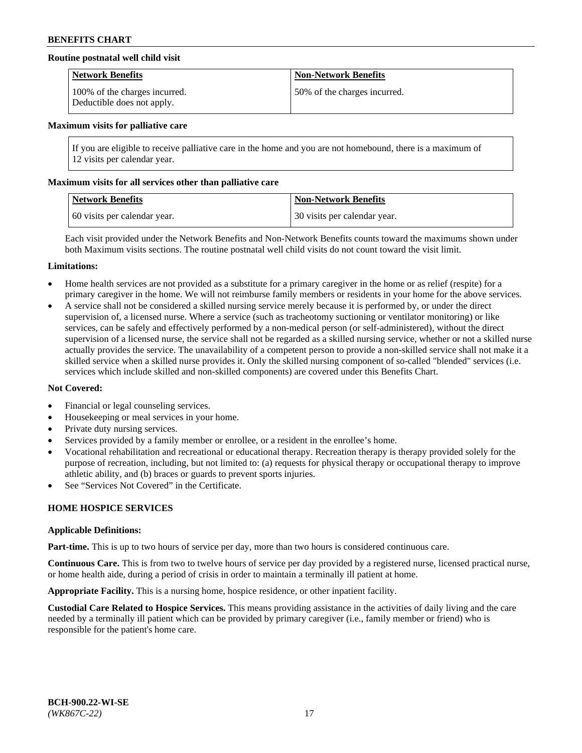**Routine postnatal well child visit**

| Network Benefits | Non-Network Benefits |
|---|---|
| 100% of the charges incurred. Deductible does not apply. | 50% of the charges incurred. |

**Maximum visits for palliative care**

| |
|---|
| If you are eligible to receive palliative care in the home and you are not homebound, there is a maximum of 12 visits per calendar year. |

**Maximum visits for all services other than palliative care**

| Network Benefits | Non-Network Benefits |
|---|---|
| 60 visits per calendar year. | 30 visits per calendar year. |

Each visit provided under the Network Benefits and Non-Network Benefits counts toward the maximums shown under both Maximum visits sections. The routine postnatal well child visits do not count toward the visit limit.

**Limitations:**

- Home health services are not provided as a substitute for a primary caregiver in the home or as relief (respite) for a primary caregiver in the home. We will not reimburse family members or residents in your home for the above services.
- A service shall not be considered a skilled nursing service merely because it is performed by, or under the direct supervision of, a licensed nurse. Where a service (such as tracheotomy suctioning or ventilator monitoring) or like services, can be safely and effectively performed by a non-medical person (or self-administered), without the direct supervision of a licensed nurse, the service shall not be regarded as a skilled nursing service, whether or not a skilled nurse actually provides the service. The unavailability of a competent person to provide a non-skilled service shall not make it a skilled service when a skilled nurse provides it. Only the skilled nursing component of so-called "blended" services (i.e. services which include skilled and non-skilled components) are covered under this Benefits Chart.

**Not Covered:**

- Financial or legal counseling services.
- Housekeeping or meal services in your home.
- Private duty nursing services.
- Services provided by a family member or enrollee, or a resident in the enrollee's home.
- Vocational rehabilitation and recreational or educational therapy. Recreation therapy is therapy provided solely for the purpose of recreation, including, but not limited to: (a) requests for physical therapy or occupational therapy to improve athletic ability, and (b) braces or guards to prevent sports injuries.
- See "Services Not Covered" in the Certificate.

## HOME HOSPICE SERVICES

**Applicable Definitions:**

**Part-time.** This is up to two hours of service per day, more than two hours is considered continuous care.

**Continuous Care.** This is from two to twelve hours of service per day provided by a registered nurse, licensed practical nurse, or home health aide, during a period of crisis in order to maintain a terminally ill patient at home.

**Appropriate Facility.** This is a nursing home, hospice residence, or other inpatient facility.

**Custodial Care Related to Hospice Services.** This means providing assistance in the activities of daily living and the care needed by a terminally ill patient which can be provided by primary caregiver (i.e., family member or friend) who is responsible for the patient's home care.

**BCH-900.22-WI-SE**
*(WK867C-22)*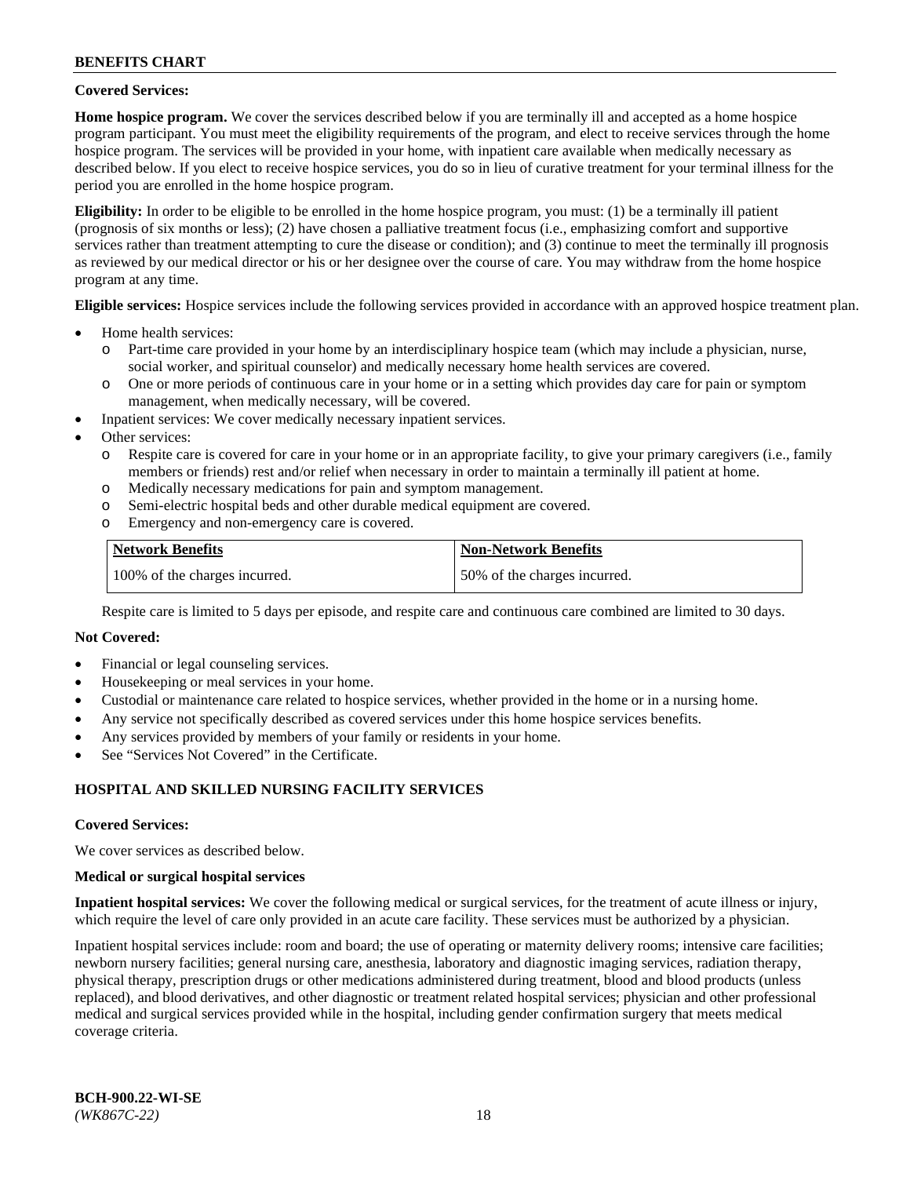**Covered Services:**

**Home hospice program.** We cover the services described below if you are terminally ill and accepted as a home hospice program participant. You must meet the eligibility requirements of the program, and elect to receive services through the home hospice program. The services will be provided in your home, with inpatient care available when medically necessary as described below. If you elect to receive hospice services, you do so in lieu of curative treatment for your terminal illness for the period you are enrolled in the home hospice program.

**Eligibility:** In order to be eligible to be enrolled in the home hospice program, you must: (1) be a terminally ill patient (prognosis of six months or less); (2) have chosen a palliative treatment focus (i.e., emphasizing comfort and supportive services rather than treatment attempting to cure the disease or condition); and (3) continue to meet the terminally ill prognosis as reviewed by our medical director or his or her designee over the course of care. You may withdraw from the home hospice program at any time.

**Eligible services:** Hospice services include the following services provided in accordance with an approved hospice treatment plan.

- Home health services:
  - Part-time care provided in your home by an interdisciplinary hospice team (which may include a physician, nurse, social worker, and spiritual counselor) and medically necessary home health services are covered.
  - One or more periods of continuous care in your home or in a setting which provides day care for pain or symptom management, when medically necessary, will be covered.
- Inpatient services: We cover medically necessary inpatient services.
- Other services:
  - Respite care is covered for care in your home or in an appropriate facility, to give your primary caregivers (i.e., family members or friends) rest and/or relief when necessary in order to maintain a terminally ill patient at home.
  - Medically necessary medications for pain and symptom management.
  - Semi-electric hospital beds and other durable medical equipment are covered.
  - Emergency and non-emergency care is covered.

| Network Benefits | Non-Network Benefits |
|---|---|
| 100% of the charges incurred. | 50% of the charges incurred. |

Respite care is limited to 5 days per episode, and respite care and continuous care combined are limited to 30 days.

**Not Covered:**

- Financial or legal counseling services.
- Housekeeping or meal services in your home.
- Custodial or maintenance care related to hospice services, whether provided in the home or in a nursing home.
- Any service not specifically described as covered services under this home hospice services benefits.
- Any services provided by members of your family or residents in your home.
- See "Services Not Covered" in the Certificate.

## HOSPITAL AND SKILLED NURSING FACILITY SERVICES

**Covered Services:**

We cover services as described below.

**Medical or surgical hospital services**

**Inpatient hospital services:** We cover the following medical or surgical services, for the treatment of acute illness or injury, which require the level of care only provided in an acute care facility. These services must be authorized by a physician.

Inpatient hospital services include: room and board; the use of operating or maternity delivery rooms; intensive care facilities; newborn nursery facilities; general nursing care, anesthesia, laboratory and diagnostic imaging services, radiation therapy, physical therapy, prescription drugs or other medications administered during treatment, blood and blood products (unless replaced), and blood derivatives, and other diagnostic or treatment related hospital services; physician and other professional medical and surgical services provided while in the hospital, including gender confirmation surgery that meets medical coverage criteria.

**BCH-900.22-WI-SE**
*(WK867C-22)*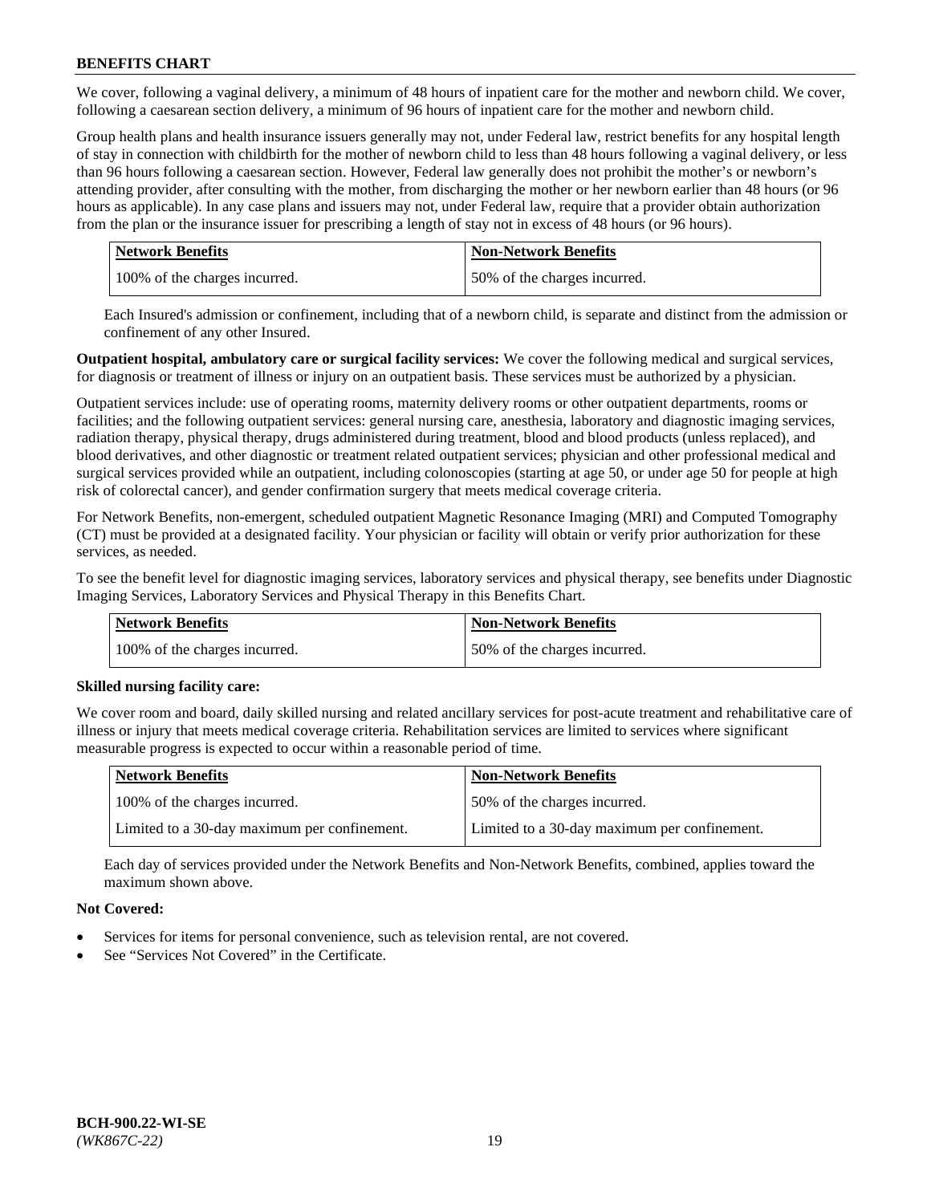We cover, following a vaginal delivery, a minimum of 48 hours of inpatient care for the mother and newborn child. We cover, following a caesarean section delivery, a minimum of 96 hours of inpatient care for the mother and newborn child.

Group health plans and health insurance issuers generally may not, under Federal law, restrict benefits for any hospital length of stay in connection with childbirth for the mother of newborn child to less than 48 hours following a vaginal delivery, or less than 96 hours following a caesarean section. However, Federal law generally does not prohibit the mother's or newborn's attending provider, after consulting with the mother, from discharging the mother or her newborn earlier than 48 hours (or 96 hours as applicable). In any case plans and issuers may not, under Federal law, require that a provider obtain authorization from the plan or the insurance issuer for prescribing a length of stay not in excess of 48 hours (or 96 hours).

| Network Benefits | Non-Network Benefits |
|---|---|
| 100% of the charges incurred. | 50% of the charges incurred. |

Each Insured's admission or confinement, including that of a newborn child, is separate and distinct from the admission or confinement of any other Insured.

**Outpatient hospital, ambulatory care or surgical facility services:** We cover the following medical and surgical services, for diagnosis or treatment of illness or injury on an outpatient basis. These services must be authorized by a physician.

Outpatient services include: use of operating rooms, maternity delivery rooms or other outpatient departments, rooms or facilities; and the following outpatient services: general nursing care, anesthesia, laboratory and diagnostic imaging services, radiation therapy, physical therapy, drugs administered during treatment, blood and blood products (unless replaced), and blood derivatives, and other diagnostic or treatment related outpatient services; physician and other professional medical and surgical services provided while an outpatient, including colonoscopies (starting at age 50, or under age 50 for people at high risk of colorectal cancer), and gender confirmation surgery that meets medical coverage criteria.

For Network Benefits, non-emergent, scheduled outpatient Magnetic Resonance Imaging (MRI) and Computed Tomography (CT) must be provided at a designated facility. Your physician or facility will obtain or verify prior authorization for these services, as needed.

To see the benefit level for diagnostic imaging services, laboratory services and physical therapy, see benefits under Diagnostic Imaging Services, Laboratory Services and Physical Therapy in this Benefits Chart.

| Network Benefits | Non-Network Benefits |
|---|---|
| 100% of the charges incurred. | 50% of the charges incurred. |

**Skilled nursing facility care:**

We cover room and board, daily skilled nursing and related ancillary services for post-acute treatment and rehabilitative care of illness or injury that meets medical coverage criteria. Rehabilitation services are limited to services where significant measurable progress is expected to occur within a reasonable period of time.

| Network Benefits | Non-Network Benefits |
|---|---|
| 100% of the charges incurred. | 50% of the charges incurred. |
| Limited to a 30-day maximum per confinement. | Limited to a 30-day maximum per confinement. |

Each day of services provided under the Network Benefits and Non-Network Benefits, combined, applies toward the maximum shown above.

**Not Covered:**

- Services for items for personal convenience, such as television rental, are not covered.
- See "Services Not Covered" in the Certificate.

**BCH-900.22-WI-SE**
*(WK867C-22)*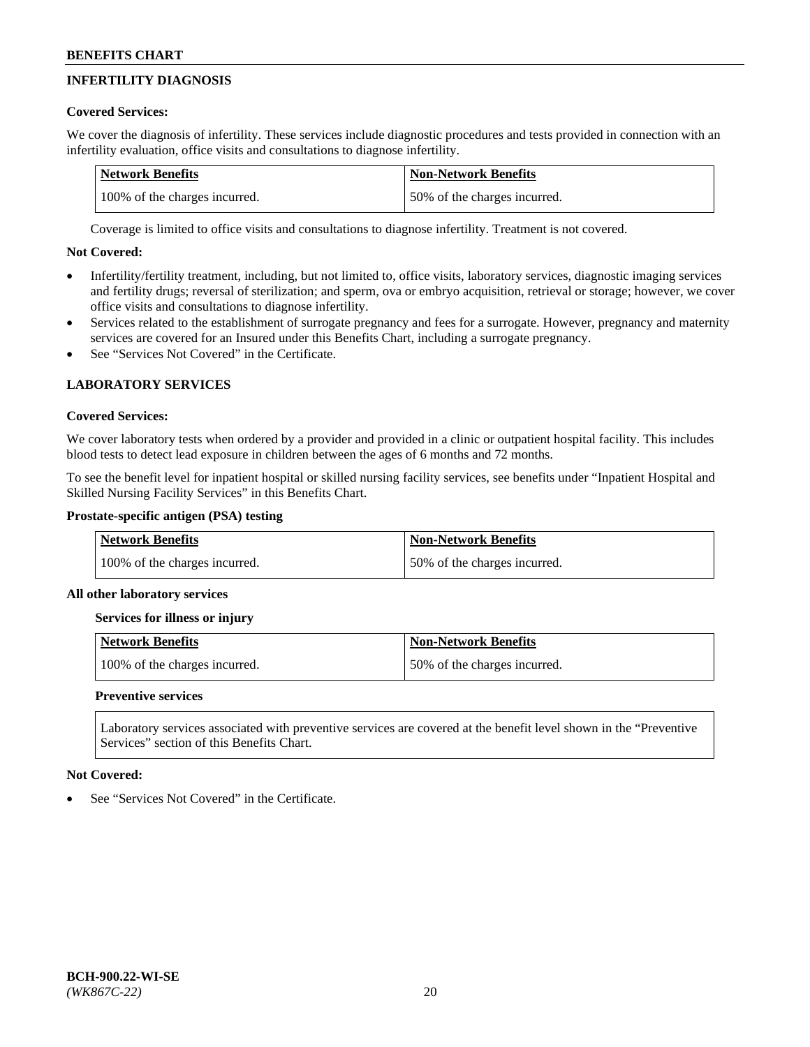## INFERTILITY DIAGNOSIS

**Covered Services:**

We cover the diagnosis of infertility. These services include diagnostic procedures and tests provided in connection with an infertility evaluation, office visits and consultations to diagnose infertility.

| Network Benefits | Non-Network Benefits |
|---|---|
| 100% of the charges incurred. | 50% of the charges incurred. |

Coverage is limited to office visits and consultations to diagnose infertility. Treatment is not covered.

**Not Covered:**

- Infertility/fertility treatment, including, but not limited to, office visits, laboratory services, diagnostic imaging services and fertility drugs; reversal of sterilization; and sperm, ova or embryo acquisition, retrieval or storage; however, we cover office visits and consultations to diagnose infertility.
- Services related to the establishment of surrogate pregnancy and fees for a surrogate. However, pregnancy and maternity services are covered for an Insured under this Benefits Chart, including a surrogate pregnancy.
- See "Services Not Covered" in the Certificate.

## LABORATORY SERVICES

**Covered Services:**

We cover laboratory tests when ordered by a provider and provided in a clinic or outpatient hospital facility. This includes blood tests to detect lead exposure in children between the ages of 6 months and 72 months.

To see the benefit level for inpatient hospital or skilled nursing facility services, see benefits under "Inpatient Hospital and Skilled Nursing Facility Services" in this Benefits Chart.

**Prostate-specific antigen (PSA) testing**

| Network Benefits | Non-Network Benefits |
|---|---|
| 100% of the charges incurred. | 50% of the charges incurred. |

**All other laboratory services**

**Services for illness or injury**

| Network Benefits | Non-Network Benefits |
|---|---|
| 100% of the charges incurred. | 50% of the charges incurred. |

**Preventive services**

Laboratory services associated with preventive services are covered at the benefit level shown in the "Preventive Services" section of this Benefits Chart.

**Not Covered:**

- See "Services Not Covered" in the Certificate.

BCH-900.22-WI-SE
*(WK867C-22)*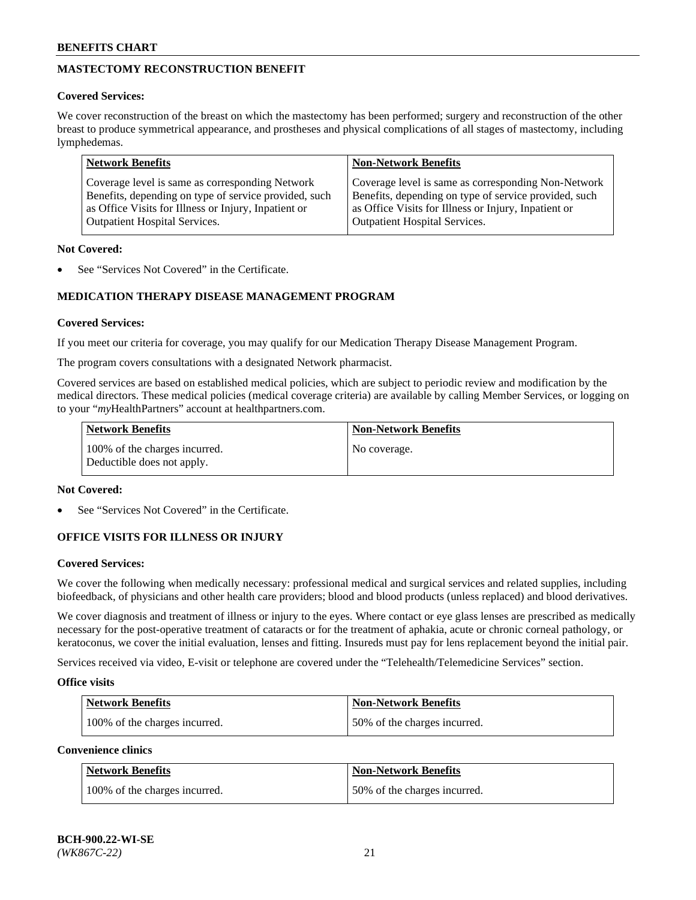## MASTECTOMY RECONSTRUCTION BENEFIT

**Covered Services:**

We cover reconstruction of the breast on which the mastectomy has been performed; surgery and reconstruction of the other breast to produce symmetrical appearance, and prostheses and physical complications of all stages of mastectomy, including lymphedemas.

| Network Benefits | Non-Network Benefits |
|---|---|
| Coverage level is same as corresponding Network Benefits, depending on type of service provided, such as Office Visits for Illness or Injury, Inpatient or Outpatient Hospital Services. | Coverage level is same as corresponding Non-Network Benefits, depending on type of service provided, such as Office Visits for Illness or Injury, Inpatient or Outpatient Hospital Services. |

**Not Covered:**

- See "Services Not Covered" in the Certificate.

## MEDICATION THERAPY DISEASE MANAGEMENT PROGRAM

**Covered Services:**

If you meet our criteria for coverage, you may qualify for our Medication Therapy Disease Management Program.

The program covers consultations with a designated Network pharmacist.

Covered services are based on established medical policies, which are subject to periodic review and modification by the medical directors. These medical policies (medical coverage criteria) are available by calling Member Services, or logging on to your "*my*HealthPartners" account at healthpartners.com.

| Network Benefits | Non-Network Benefits |
|---|---|
| 100% of the charges incurred. Deductible does not apply. | No coverage. |

**Not Covered:**

- See "Services Not Covered" in the Certificate.

## OFFICE VISITS FOR ILLNESS OR INJURY

**Covered Services:**

We cover the following when medically necessary: professional medical and surgical services and related supplies, including biofeedback, of physicians and other health care providers; blood and blood products (unless replaced) and blood derivatives.

We cover diagnosis and treatment of illness or injury to the eyes. Where contact or eye glass lenses are prescribed as medically necessary for the post-operative treatment of cataracts or for the treatment of aphakia, acute or chronic corneal pathology, or keratoconus, we cover the initial evaluation, lenses and fitting. Insureds must pay for lens replacement beyond the initial pair.

Services received via video, E-visit or telephone are covered under the "Telehealth/Telemedicine Services" section.

**Office visits**

| Network Benefits | Non-Network Benefits |
|---|---|
| 100% of the charges incurred. | 50% of the charges incurred. |

**Convenience clinics**

| Network Benefits | Non-Network Benefits |
|---|---|
| 100% of the charges incurred. | 50% of the charges incurred. |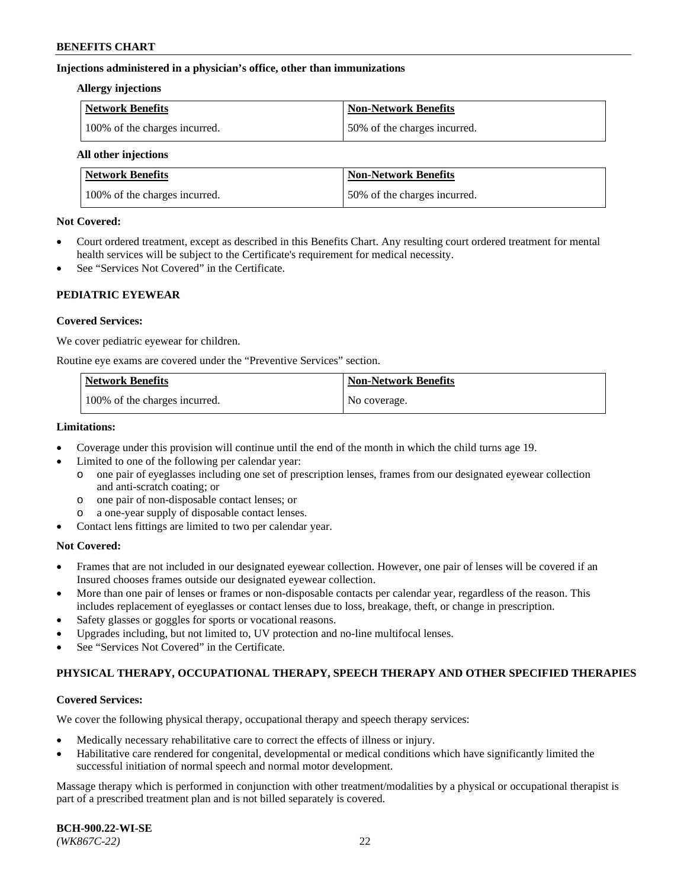**Injections administered in a physician's office, other than immunizations**

**Allergy injections**

| Network Benefits | Non-Network Benefits |
|---|---|
| 100% of the charges incurred. | 50% of the charges incurred. |

**All other injections**

| Network Benefits | Non-Network Benefits |
|---|---|
| 100% of the charges incurred. | 50% of the charges incurred. |

**Not Covered:**

- Court ordered treatment, except as described in this Benefits Chart. Any resulting court ordered treatment for mental health services will be subject to the Certificate's requirement for medical necessity.
- See "Services Not Covered" in the Certificate.

## PEDIATRIC EYEWEAR

**Covered Services:**

We cover pediatric eyewear for children.

Routine eye exams are covered under the "Preventive Services" section.

| Network Benefits | Non-Network Benefits |
|---|---|
| 100% of the charges incurred. | No coverage. |

**Limitations:**

- Coverage under this provision will continue until the end of the month in which the child turns age 19.
- Limited to one of the following per calendar year:
  - one pair of eyeglasses including one set of prescription lenses, frames from our designated eyewear collection and anti-scratch coating; or
  - one pair of non-disposable contact lenses; or
  - a one-year supply of disposable contact lenses.
- Contact lens fittings are limited to two per calendar year.

**Not Covered:**

- Frames that are not included in our designated eyewear collection. However, one pair of lenses will be covered if an Insured chooses frames outside our designated eyewear collection.
- More than one pair of lenses or frames or non-disposable contacts per calendar year, regardless of the reason. This includes replacement of eyeglasses or contact lenses due to loss, breakage, theft, or change in prescription.
- Safety glasses or goggles for sports or vocational reasons.
- Upgrades including, but not limited to, UV protection and no-line multifocal lenses.
- See "Services Not Covered" in the Certificate.

## PHYSICAL THERAPY, OCCUPATIONAL THERAPY, SPEECH THERAPY AND OTHER SPECIFIED THERAPIES

**Covered Services:**

We cover the following physical therapy, occupational therapy and speech therapy services:

- Medically necessary rehabilitative care to correct the effects of illness or injury.
- Habilitative care rendered for congenital, developmental or medical conditions which have significantly limited the successful initiation of normal speech and normal motor development.

Massage therapy which is performed in conjunction with other treatment/modalities by a physical or occupational therapist is part of a prescribed treatment plan and is not billed separately is covered.

**BCH-900.22-WI-SE**
*(WK867C-22)*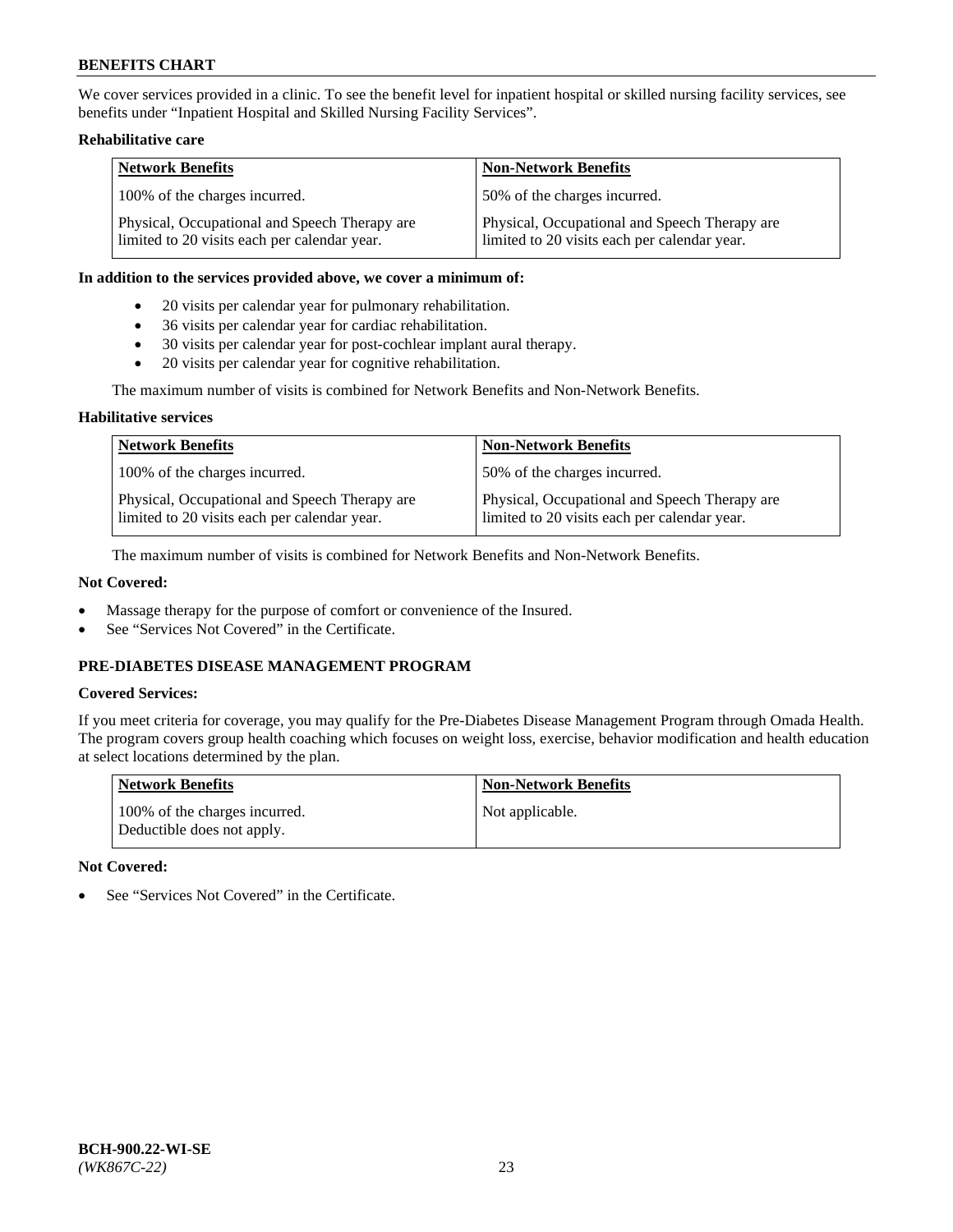We cover services provided in a clinic. To see the benefit level for inpatient hospital or skilled nursing facility services, see benefits under "Inpatient Hospital and Skilled Nursing Facility Services".

**Rehabilitative care**

| Network Benefits | Non-Network Benefits |
|---|---|
| 100% of the charges incurred. | 50% of the charges incurred. |
| Physical, Occupational and Speech Therapy are limited to 20 visits each per calendar year. | Physical, Occupational and Speech Therapy are limited to 20 visits each per calendar year. |

**In addition to the services provided above, we cover a minimum of:**

- 20 visits per calendar year for pulmonary rehabilitation.
- 36 visits per calendar year for cardiac rehabilitation.
- 30 visits per calendar year for post-cochlear implant aural therapy.
- 20 visits per calendar year for cognitive rehabilitation.

The maximum number of visits is combined for Network Benefits and Non-Network Benefits.

**Habilitative services**

| Network Benefits | Non-Network Benefits |
|---|---|
| 100% of the charges incurred. | 50% of the charges incurred. |
| Physical, Occupational and Speech Therapy are limited to 20 visits each per calendar year. | Physical, Occupational and Speech Therapy are limited to 20 visits each per calendar year. |

The maximum number of visits is combined for Network Benefits and Non-Network Benefits.

**Not Covered:**

- Massage therapy for the purpose of comfort or convenience of the Insured.
- See "Services Not Covered" in the Certificate.

## PRE-DIABETES DISEASE MANAGEMENT PROGRAM

**Covered Services:**

If you meet criteria for coverage, you may qualify for the Pre-Diabetes Disease Management Program through Omada Health. The program covers group health coaching which focuses on weight loss, exercise, behavior modification and health education at select locations determined by the plan.

| Network Benefits | Non-Network Benefits |
|---|---|
| 100% of the charges incurred. Deductible does not apply. | Not applicable. |

**Not Covered:**

- See "Services Not Covered" in the Certificate.

BCH-900.22-WI-SE
*(WK867C-22)*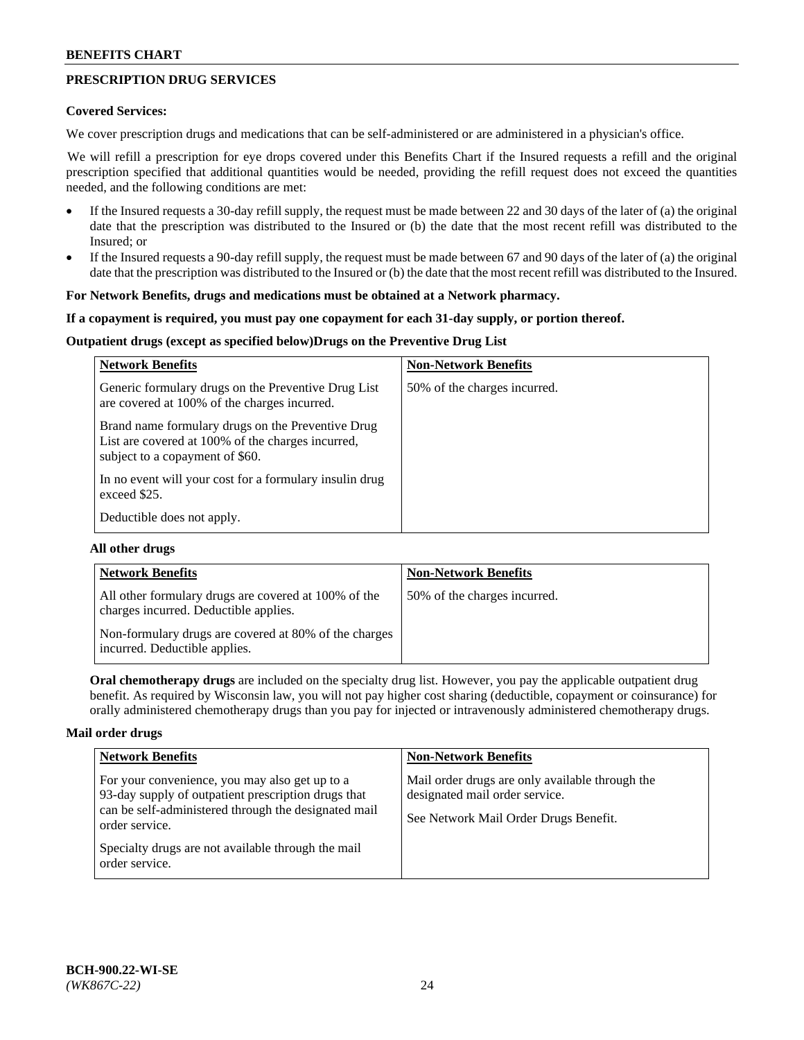## PRESCRIPTION DRUG SERVICES

**Covered Services:**

We cover prescription drugs and medications that can be self-administered or are administered in a physician's office.

We will refill a prescription for eye drops covered under this Benefits Chart if the Insured requests a refill and the original prescription specified that additional quantities would be needed, providing the refill request does not exceed the quantities needed, and the following conditions are met:

- If the Insured requests a 30-day refill supply, the request must be made between 22 and 30 days of the later of (a) the original date that the prescription was distributed to the Insured or (b) the date that the most recent refill was distributed to the Insured; or
- If the Insured requests a 90-day refill supply, the request must be made between 67 and 90 days of the later of (a) the original date that the prescription was distributed to the Insured or (b) the date that the most recent refill was distributed to the Insured.

**For Network Benefits, drugs and medications must be obtained at a Network pharmacy.**

**If a copayment is required, you must pay one copayment for each 31-day supply, or portion thereof.**

**Outpatient drugs (except as specified below)Drugs on the Preventive Drug List**

| Network Benefits | Non-Network Benefits |
|---|---|
| Generic formulary drugs on the Preventive Drug List are covered at 100% of the charges incurred.<br><br>Brand name formulary drugs on the Preventive Drug List are covered at 100% of the charges incurred, subject to a copayment of $60.<br><br>In no event will your cost for a formulary insulin drug exceed $25.<br><br>Deductible does not apply. | 50% of the charges incurred. |

**All other drugs**

| Network Benefits | Non-Network Benefits |
|---|---|
| All other formulary drugs are covered at 100% of the charges incurred. Deductible applies.<br><br>Non-formulary drugs are covered at 80% of the charges incurred. Deductible applies. | 50% of the charges incurred. |

**Oral chemotherapy drugs** are included on the specialty drug list. However, you pay the applicable outpatient drug benefit. As required by Wisconsin law, you will not pay higher cost sharing (deductible, copayment or coinsurance) for orally administered chemotherapy drugs than you pay for injected or intravenously administered chemotherapy drugs.

**Mail order drugs**

| Network Benefits | Non-Network Benefits |
|---|---|
| For your convenience, you may also get up to a 93-day supply of outpatient prescription drugs that can be self-administered through the designated mail order service.<br><br>Specialty drugs are not available through the mail order service. | Mail order drugs are only available through the designated mail order service.<br><br>See Network Mail Order Drugs Benefit. |

**BCH-900.22-WI-SE**
*(WK867C-22)*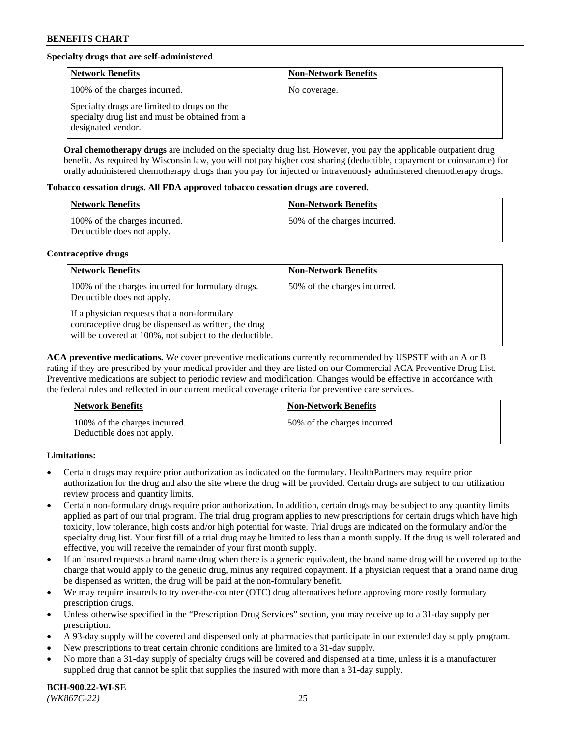**Specialty drugs that are self-administered**

| Network Benefits | Non-Network Benefits |
| --- | --- |
| 100% of the charges incurred.<br><br>Specialty drugs are limited to drugs on the specialty drug list and must be obtained from a designated vendor. | No coverage. |

**Oral chemotherapy drugs** are included on the specialty drug list. However, you pay the applicable outpatient drug benefit. As required by Wisconsin law, you will not pay higher cost sharing (deductible, copayment or coinsurance) for orally administered chemotherapy drugs than you pay for injected or intravenously administered chemotherapy drugs.

**Tobacco cessation drugs. All FDA approved tobacco cessation drugs are covered.**

| Network Benefits | Non-Network Benefits |
| --- | --- |
| 100% of the charges incurred.<br>Deductible does not apply. | 50% of the charges incurred. |

**Contraceptive drugs**

| Network Benefits | Non-Network Benefits |
| --- | --- |
| 100% of the charges incurred for formulary drugs. Deductible does not apply.<br><br>If a physician requests that a non-formulary contraceptive drug be dispensed as written, the drug will be covered at 100%, not subject to the deductible. | 50% of the charges incurred. |

**ACA preventive medications.** We cover preventive medications currently recommended by USPSTF with an A or B rating if they are prescribed by your medical provider and they are listed on our Commercial ACA Preventive Drug List. Preventive medications are subject to periodic review and modification. Changes would be effective in accordance with the federal rules and reflected in our current medical coverage criteria for preventive care services.

| Network Benefits | Non-Network Benefits |
| --- | --- |
| 100% of the charges incurred.<br>Deductible does not apply. | 50% of the charges incurred. |

**Limitations:**

- Certain drugs may require prior authorization as indicated on the formulary. HealthPartners may require prior authorization for the drug and also the site where the drug will be provided. Certain drugs are subject to our utilization review process and quantity limits.
- Certain non-formulary drugs require prior authorization. In addition, certain drugs may be subject to any quantity limits applied as part of our trial program. The trial drug program applies to new prescriptions for certain drugs which have high toxicity, low tolerance, high costs and/or high potential for waste. Trial drugs are indicated on the formulary and/or the specialty drug list. Your first fill of a trial drug may be limited to less than a month supply. If the drug is well tolerated and effective, you will receive the remainder of your first month supply.
- If an Insured requests a brand name drug when there is a generic equivalent, the brand name drug will be covered up to the charge that would apply to the generic drug, minus any required copayment. If a physician request that a brand name drug be dispensed as written, the drug will be paid at the non-formulary benefit.
- We may require insureds to try over-the-counter (OTC) drug alternatives before approving more costly formulary prescription drugs.
- Unless otherwise specified in the "Prescription Drug Services" section, you may receive up to a 31-day supply per prescription.
- A 93-day supply will be covered and dispensed only at pharmacies that participate in our extended day supply program.
- New prescriptions to treat certain chronic conditions are limited to a 31-day supply.
- No more than a 31-day supply of specialty drugs will be covered and dispensed at a time, unless it is a manufacturer supplied drug that cannot be split that supplies the insured with more than a 31-day supply.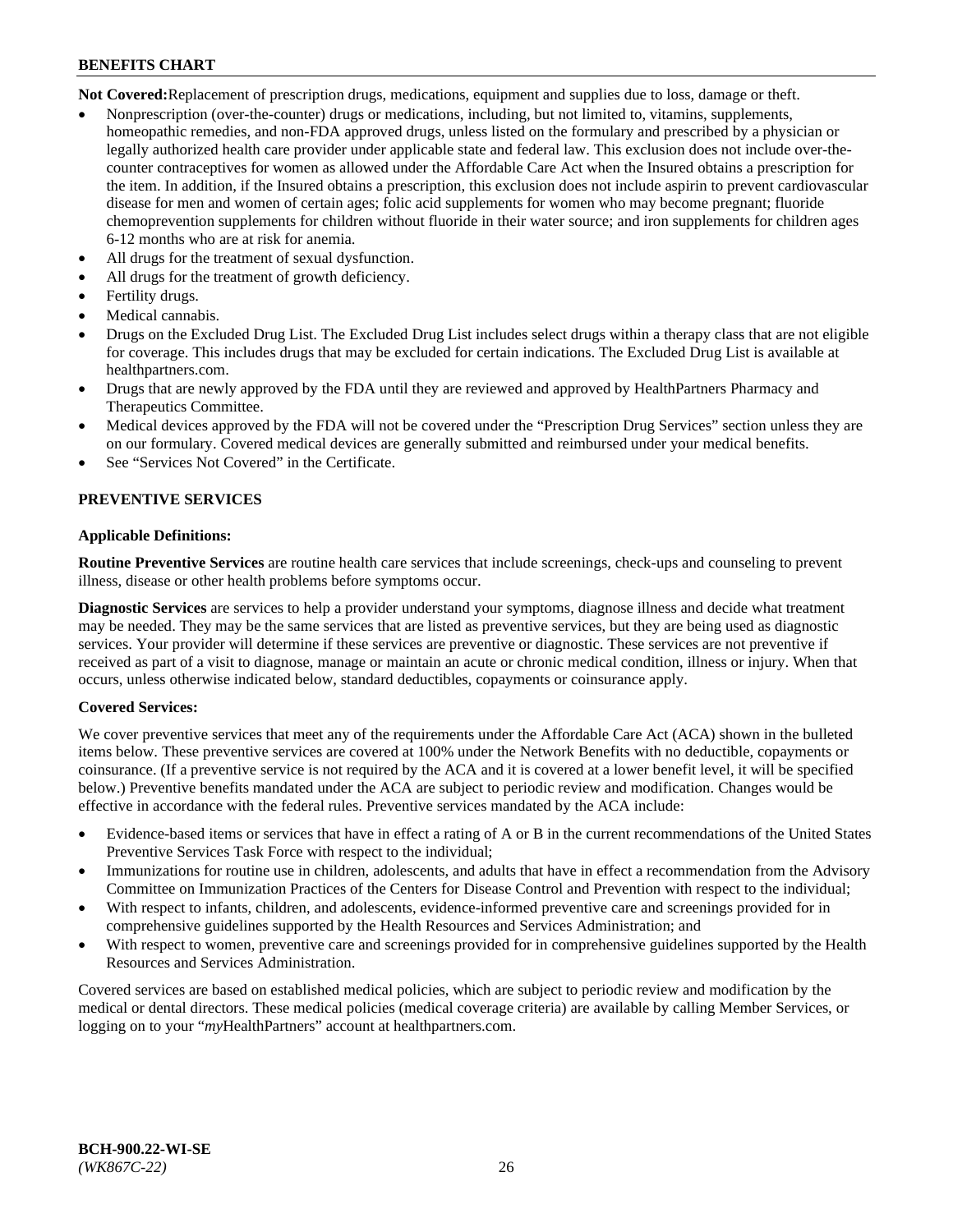**Not Covered:** Replacement of prescription drugs, medications, equipment and supplies due to loss, damage or theft.

- Nonprescription (over-the-counter) drugs or medications, including, but not limited to, vitamins, supplements, homeopathic remedies, and non-FDA approved drugs, unless listed on the formulary and prescribed by a physician or legally authorized health care provider under applicable state and federal law. This exclusion does not include over-the-counter contraceptives for women as allowed under the Affordable Care Act when the Insured obtains a prescription for the item. In addition, if the Insured obtains a prescription, this exclusion does not include aspirin to prevent cardiovascular disease for men and women of certain ages; folic acid supplements for women who may become pregnant; fluoride chemoprevention supplements for children without fluoride in their water source; and iron supplements for children ages 6-12 months who are at risk for anemia.
- All drugs for the treatment of sexual dysfunction.
- All drugs for the treatment of growth deficiency.
- Fertility drugs.
- Medical cannabis.
- Drugs on the Excluded Drug List. The Excluded Drug List includes select drugs within a therapy class that are not eligible for coverage. This includes drugs that may be excluded for certain indications. The Excluded Drug List is available at healthpartners.com.
- Drugs that are newly approved by the FDA until they are reviewed and approved by HealthPartners Pharmacy and Therapeutics Committee.
- Medical devices approved by the FDA will not be covered under the "Prescription Drug Services" section unless they are on our formulary. Covered medical devices are generally submitted and reimbursed under your medical benefits.
- See "Services Not Covered" in the Certificate.

## PREVENTIVE SERVICES

**Applicable Definitions:**

**Routine Preventive Services** are routine health care services that include screenings, check-ups and counseling to prevent illness, disease or other health problems before symptoms occur.

**Diagnostic Services** are services to help a provider understand your symptoms, diagnose illness and decide what treatment may be needed. They may be the same services that are listed as preventive services, but they are being used as diagnostic services. Your provider will determine if these services are preventive or diagnostic. These services are not preventive if received as part of a visit to diagnose, manage or maintain an acute or chronic medical condition, illness or injury. When that occurs, unless otherwise indicated below, standard deductibles, copayments or coinsurance apply.

**Covered Services:**

We cover preventive services that meet any of the requirements under the Affordable Care Act (ACA) shown in the bulleted items below. These preventive services are covered at 100% under the Network Benefits with no deductible, copayments or coinsurance. (If a preventive service is not required by the ACA and it is covered at a lower benefit level, it will be specified below.) Preventive benefits mandated under the ACA are subject to periodic review and modification. Changes would be effective in accordance with the federal rules. Preventive services mandated by the ACA include:

- Evidence-based items or services that have in effect a rating of A or B in the current recommendations of the United States Preventive Services Task Force with respect to the individual;
- Immunizations for routine use in children, adolescents, and adults that have in effect a recommendation from the Advisory Committee on Immunization Practices of the Centers for Disease Control and Prevention with respect to the individual;
- With respect to infants, children, and adolescents, evidence-informed preventive care and screenings provided for in comprehensive guidelines supported by the Health Resources and Services Administration; and
- With respect to women, preventive care and screenings provided for in comprehensive guidelines supported by the Health Resources and Services Administration.

Covered services are based on established medical policies, which are subject to periodic review and modification by the medical or dental directors. These medical policies (medical coverage criteria) are available by calling Member Services, or logging on to your "*my*HealthPartners" account at healthpartners.com.

**BCH-900.22-WI-SE**
*(WK867C-22)*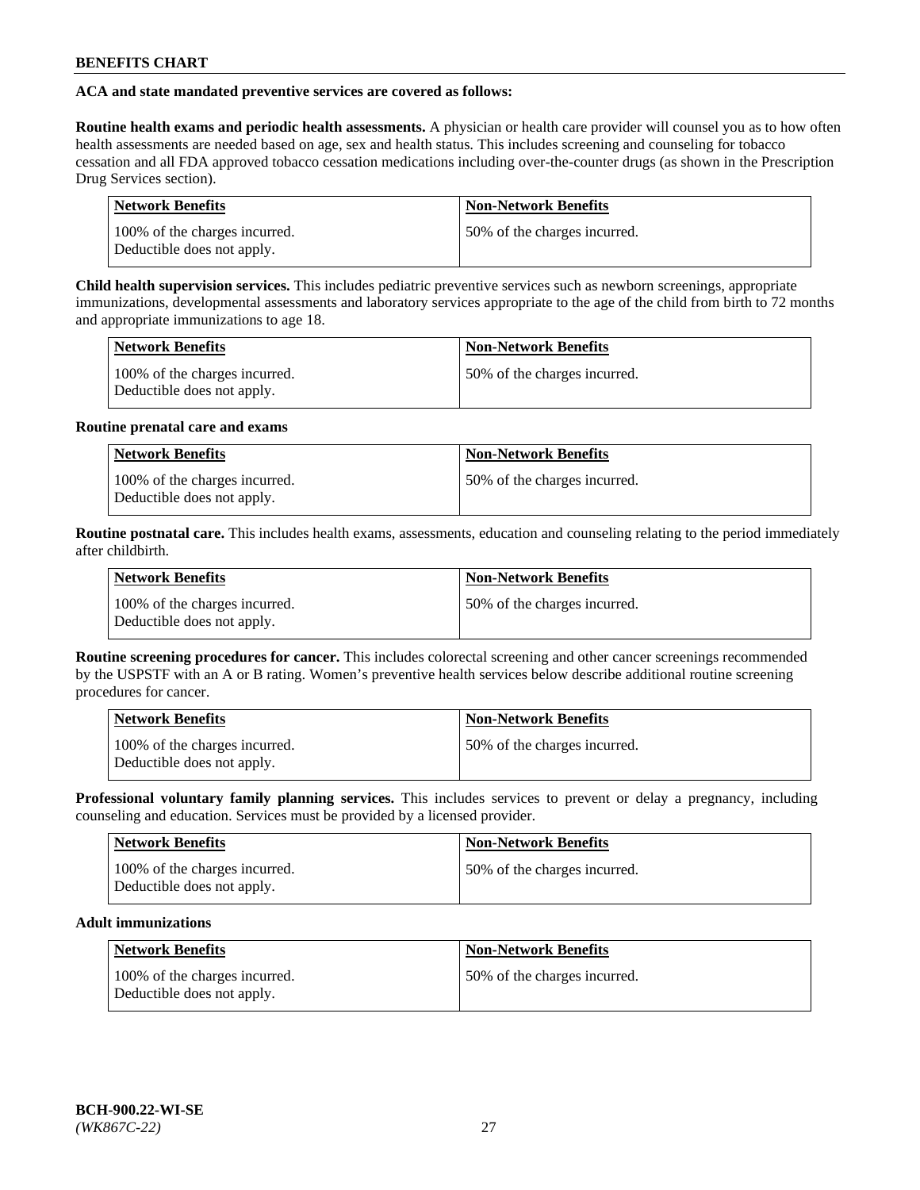**ACA and state mandated preventive services are covered as follows:**

**Routine health exams and periodic health assessments.** A physician or health care provider will counsel you as to how often health assessments are needed based on age, sex and health status. This includes screening and counseling for tobacco cessation and all FDA approved tobacco cessation medications including over-the-counter drugs (as shown in the Prescription Drug Services section).

| Network Benefits | Non-Network Benefits |
| --- | --- |
| 100% of the charges incurred. Deductible does not apply. | 50% of the charges incurred. |

**Child health supervision services.** This includes pediatric preventive services such as newborn screenings, appropriate immunizations, developmental assessments and laboratory services appropriate to the age of the child from birth to 72 months and appropriate immunizations to age 18.

| Network Benefits | Non-Network Benefits |
| --- | --- |
| 100% of the charges incurred. Deductible does not apply. | 50% of the charges incurred. |

**Routine prenatal care and exams**

| Network Benefits | Non-Network Benefits |
| --- | --- |
| 100% of the charges incurred. Deductible does not apply. | 50% of the charges incurred. |

**Routine postnatal care.** This includes health exams, assessments, education and counseling relating to the period immediately after childbirth.

| Network Benefits | Non-Network Benefits |
| --- | --- |
| 100% of the charges incurred. Deductible does not apply. | 50% of the charges incurred. |

**Routine screening procedures for cancer.** This includes colorectal screening and other cancer screenings recommended by the USPSTF with an A or B rating. Women's preventive health services below describe additional routine screening procedures for cancer.

| Network Benefits | Non-Network Benefits |
| --- | --- |
| 100% of the charges incurred. Deductible does not apply. | 50% of the charges incurred. |

**Professional voluntary family planning services.** This includes services to prevent or delay a pregnancy, including counseling and education. Services must be provided by a licensed provider.

| Network Benefits | Non-Network Benefits |
| --- | --- |
| 100% of the charges incurred. Deductible does not apply. | 50% of the charges incurred. |

**Adult immunizations**

| Network Benefits | Non-Network Benefits |
| --- | --- |
| 100% of the charges incurred. Deductible does not apply. | 50% of the charges incurred. |

**BCH-900.22-WI-SE**
*(WK867C-22)*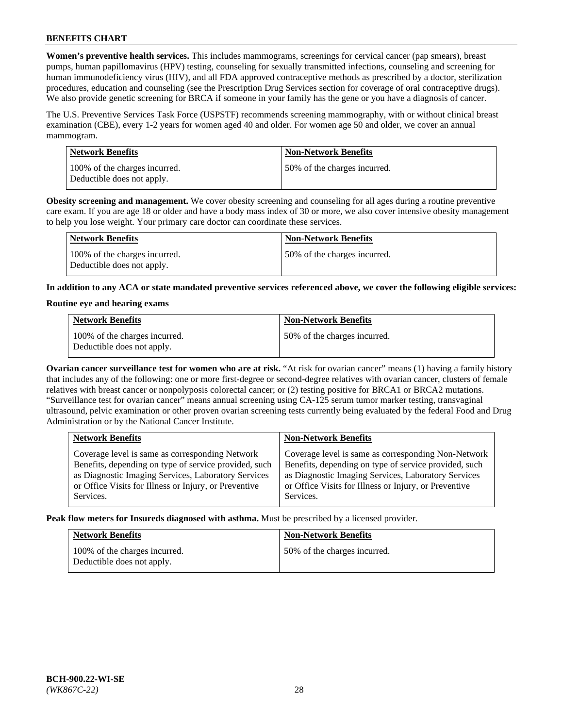**Women's preventive health services.** This includes mammograms, screenings for cervical cancer (pap smears), breast pumps, human papillomavirus (HPV) testing, counseling for sexually transmitted infections, counseling and screening for human immunodeficiency virus (HIV), and all FDA approved contraceptive methods as prescribed by a doctor, sterilization procedures, education and counseling (see the Prescription Drug Services section for coverage of oral contraceptive drugs). We also provide genetic screening for BRCA if someone in your family has the gene or you have a diagnosis of cancer.

The U.S. Preventive Services Task Force (USPSTF) recommends screening mammography, with or without clinical breast examination (CBE), every 1-2 years for women aged 40 and older. For women age 50 and older, we cover an annual mammogram.

| Network Benefits | Non-Network Benefits |
|---|---|
| 100% of the charges incurred. Deductible does not apply. | 50% of the charges incurred. |

**Obesity screening and management.** We cover obesity screening and counseling for all ages during a routine preventive care exam. If you are age 18 or older and have a body mass index of 30 or more, we also cover intensive obesity management to help you lose weight. Your primary care doctor can coordinate these services.

| Network Benefits | Non-Network Benefits |
|---|---|
| 100% of the charges incurred. Deductible does not apply. | 50% of the charges incurred. |

**In addition to any ACA or state mandated preventive services referenced above, we cover the following eligible services:**

**Routine eye and hearing exams**

| Network Benefits | Non-Network Benefits |
|---|---|
| 100% of the charges incurred. Deductible does not apply. | 50% of the charges incurred. |

**Ovarian cancer surveillance test for women who are at risk.** "At risk for ovarian cancer" means (1) having a family history that includes any of the following: one or more first-degree or second-degree relatives with ovarian cancer, clusters of female relatives with breast cancer or nonpolyposis colorectal cancer; or (2) testing positive for BRCA1 or BRCA2 mutations. "Surveillance test for ovarian cancer" means annual screening using CA-125 serum tumor marker testing, transvaginal ultrasound, pelvic examination or other proven ovarian screening tests currently being evaluated by the federal Food and Drug Administration or by the National Cancer Institute.

| Network Benefits | Non-Network Benefits |
|---|---|
| Coverage level is same as corresponding Network Benefits, depending on type of service provided, such as Diagnostic Imaging Services, Laboratory Services or Office Visits for Illness or Injury, or Preventive Services. | Coverage level is same as corresponding Non-Network Benefits, depending on type of service provided, such as Diagnostic Imaging Services, Laboratory Services or Office Visits for Illness or Injury, or Preventive Services. |

**Peak flow meters for Insureds diagnosed with asthma.** Must be prescribed by a licensed provider.

| Network Benefits | Non-Network Benefits |
|---|---|
| 100% of the charges incurred. Deductible does not apply. | 50% of the charges incurred. |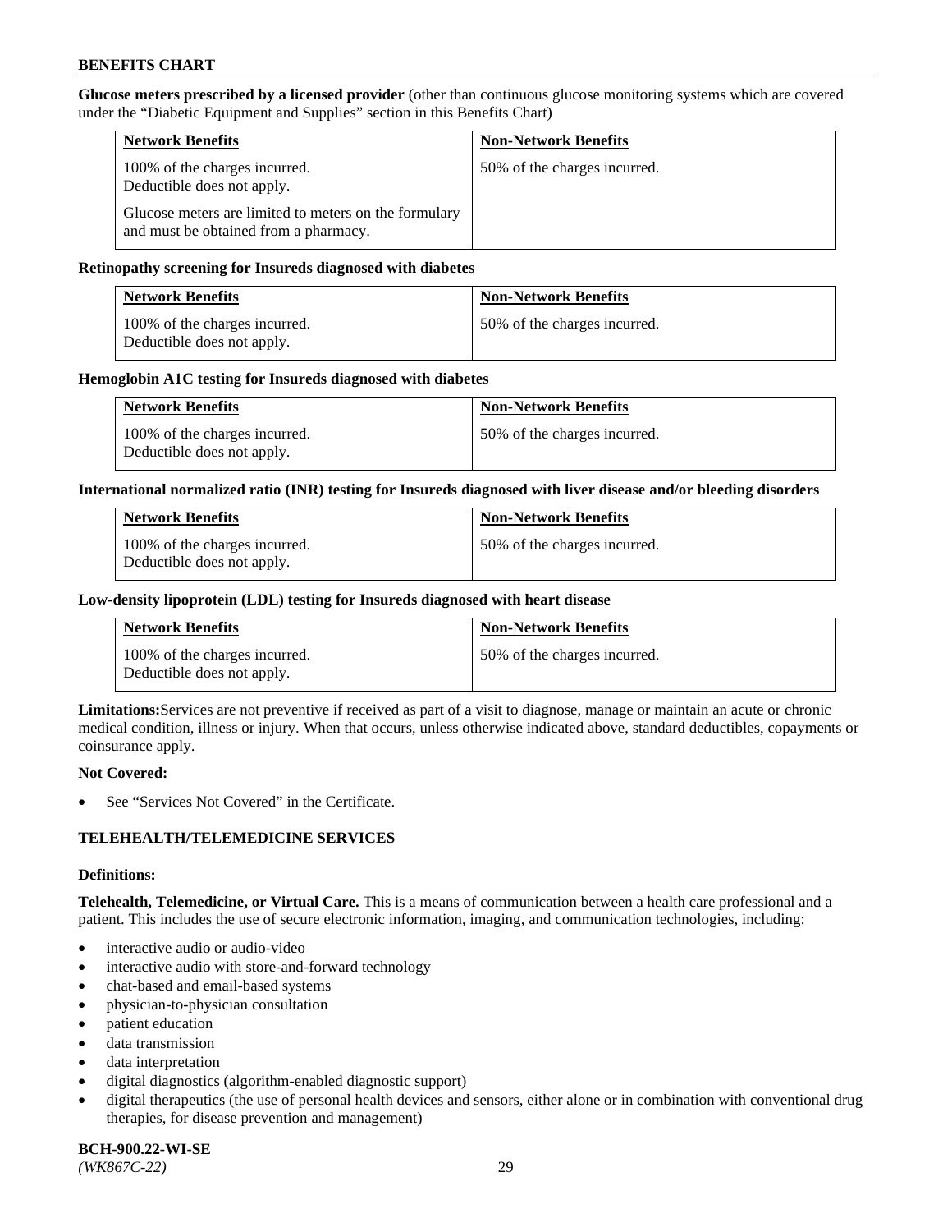**Glucose meters prescribed by a licensed provider** (other than continuous glucose monitoring systems which are covered under the "Diabetic Equipment and Supplies" section in this Benefits Chart)

| Network Benefits | Non-Network Benefits |
| --- | --- |
| 100% of the charges incurred. Deductible does not apply. Glucose meters are limited to meters on the formulary and must be obtained from a pharmacy. | 50% of the charges incurred. |

**Retinopathy screening for Insureds diagnosed with diabetes**

| Network Benefits | Non-Network Benefits |
| --- | --- |
| 100% of the charges incurred. Deductible does not apply. | 50% of the charges incurred. |

**Hemoglobin A1C testing for Insureds diagnosed with diabetes**

| Network Benefits | Non-Network Benefits |
| --- | --- |
| 100% of the charges incurred. Deductible does not apply. | 50% of the charges incurred. |

**International normalized ratio (INR) testing for Insureds diagnosed with liver disease and/or bleeding disorders**

| Network Benefits | Non-Network Benefits |
| --- | --- |
| 100% of the charges incurred. Deductible does not apply. | 50% of the charges incurred. |

**Low-density lipoprotein (LDL) testing for Insureds diagnosed with heart disease**

| Network Benefits | Non-Network Benefits |
| --- | --- |
| 100% of the charges incurred. Deductible does not apply. | 50% of the charges incurred. |

**Limitations:** Services are not preventive if received as part of a visit to diagnose, manage or maintain an acute or chronic medical condition, illness or injury. When that occurs, unless otherwise indicated above, standard deductibles, copayments or coinsurance apply.

**Not Covered:**

- See "Services Not Covered" in the Certificate.

## TELEHEALTH/TELEMEDICINE SERVICES

**Definitions:**

**Telehealth, Telemedicine, or Virtual Care.** This is a means of communication between a health care professional and a patient. This includes the use of secure electronic information, imaging, and communication technologies, including:

- interactive audio or audio-video
- interactive audio with store-and-forward technology
- chat-based and email-based systems
- physician-to-physician consultation
- patient education
- data transmission
- data interpretation
- digital diagnostics (algorithm-enabled diagnostic support)
- digital therapeutics (the use of personal health devices and sensors, either alone or in combination with conventional drug therapies, for disease prevention and management)

**BCH-900.22-WI-SE**
*(WK867C-22)*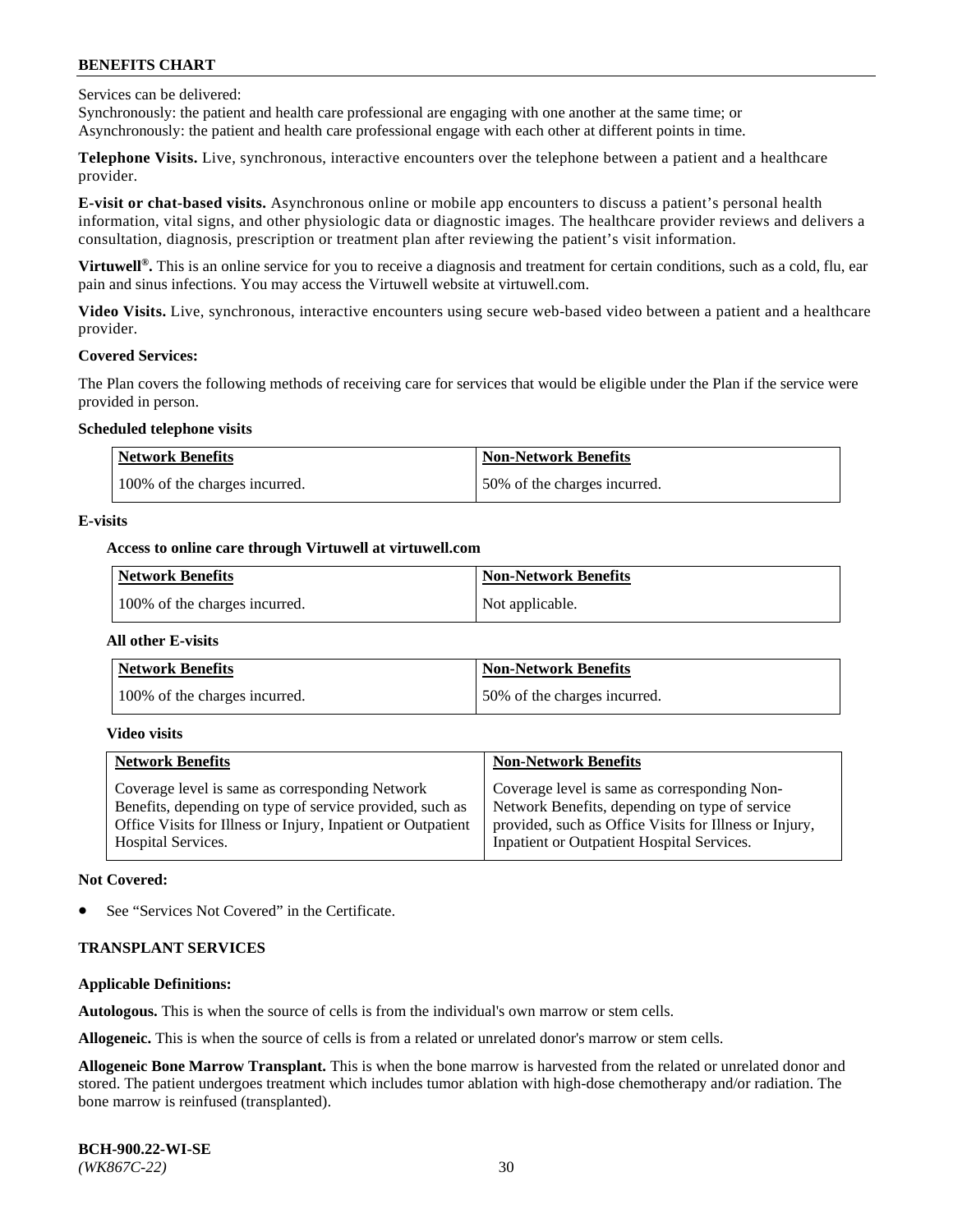Services can be delivered:
Synchronously: the patient and health care professional are engaging with one another at the same time; or
Asynchronously: the patient and health care professional engage with each other at different points in time.

**Telephone Visits.** Live, synchronous, interactive encounters over the telephone between a patient and a healthcare provider.

**E-visit or chat-based visits.** Asynchronous online or mobile app encounters to discuss a patient's personal health information, vital signs, and other physiologic data or diagnostic images. The healthcare provider reviews and delivers a consultation, diagnosis, prescription or treatment plan after reviewing the patient's visit information.

**Virtuwell®.** This is an online service for you to receive a diagnosis and treatment for certain conditions, such as a cold, flu, ear pain and sinus infections. You may access the Virtuwell website at virtuwell.com.

**Video Visits.** Live, synchronous, interactive encounters using secure web-based video between a patient and a healthcare provider.

**Covered Services:**

The Plan covers the following methods of receiving care for services that would be eligible under the Plan if the service were provided in person.

**Scheduled telephone visits**

| Network Benefits | Non-Network Benefits |
|---|---|
| 100% of the charges incurred. | 50% of the charges incurred. |

**E-visits**

**Access to online care through Virtuwell at virtuwell.com**

| Network Benefits | Non-Network Benefits |
|---|---|
| 100% of the charges incurred. | Not applicable. |

**All other E-visits**

| Network Benefits | Non-Network Benefits |
|---|---|
| 100% of the charges incurred. | 50% of the charges incurred. |

**Video visits**

| Network Benefits | Non-Network Benefits |
|---|---|
| Coverage level is same as corresponding Network Benefits, depending on type of service provided, such as Office Visits for Illness or Injury, Inpatient or Outpatient Hospital Services. | Coverage level is same as corresponding Non-Network Benefits, depending on type of service provided, such as Office Visits for Illness or Injury, Inpatient or Outpatient Hospital Services. |

**Not Covered:**

- See "Services Not Covered" in the Certificate.

**TRANSPLANT SERVICES**

**Applicable Definitions:**

**Autologous.** This is when the source of cells is from the individual's own marrow or stem cells.

**Allogeneic.** This is when the source of cells is from a related or unrelated donor's marrow or stem cells.

**Allogeneic Bone Marrow Transplant.** This is when the bone marrow is harvested from the related or unrelated donor and stored. The patient undergoes treatment which includes tumor ablation with high-dose chemotherapy and/or radiation. The bone marrow is reinfused (transplanted).

**BCH-900.22-WI-SE**
*(WK867C-22)*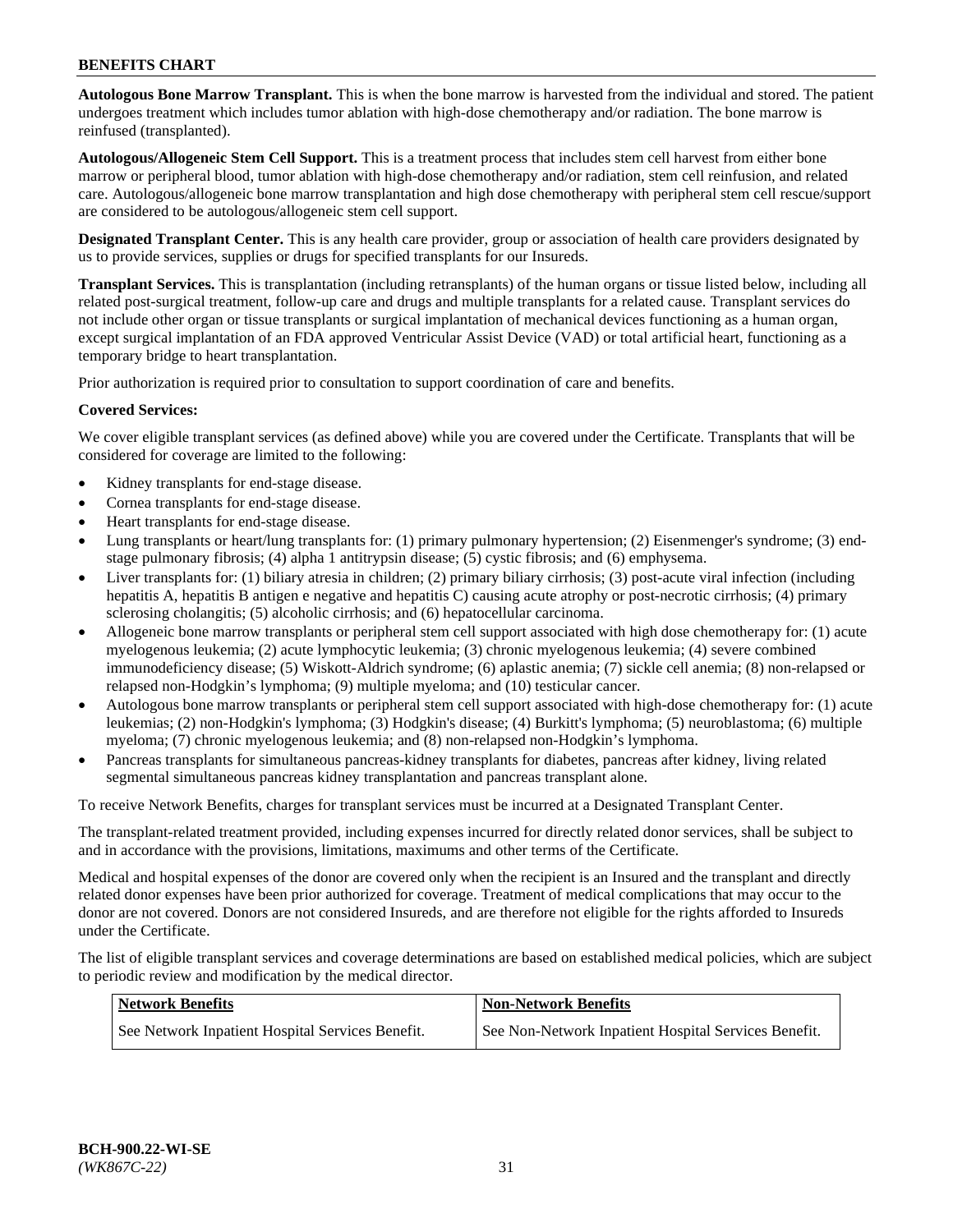**Autologous Bone Marrow Transplant.** This is when the bone marrow is harvested from the individual and stored. The patient undergoes treatment which includes tumor ablation with high-dose chemotherapy and/or radiation. The bone marrow is reinfused (transplanted).

**Autologous/Allogeneic Stem Cell Support.** This is a treatment process that includes stem cell harvest from either bone marrow or peripheral blood, tumor ablation with high-dose chemotherapy and/or radiation, stem cell reinfusion, and related care. Autologous/allogeneic bone marrow transplantation and high dose chemotherapy with peripheral stem cell rescue/support are considered to be autologous/allogeneic stem cell support.

**Designated Transplant Center.** This is any health care provider, group or association of health care providers designated by us to provide services, supplies or drugs for specified transplants for our Insureds.

**Transplant Services.** This is transplantation (including retransplants) of the human organs or tissue listed below, including all related post-surgical treatment, follow-up care and drugs and multiple transplants for a related cause. Transplant services do not include other organ or tissue transplants or surgical implantation of mechanical devices functioning as a human organ, except surgical implantation of an FDA approved Ventricular Assist Device (VAD) or total artificial heart, functioning as a temporary bridge to heart transplantation.

Prior authorization is required prior to consultation to support coordination of care and benefits.

**Covered Services:**

We cover eligible transplant services (as defined above) while you are covered under the Certificate. Transplants that will be considered for coverage are limited to the following:

- Kidney transplants for end-stage disease.
- Cornea transplants for end-stage disease.
- Heart transplants for end-stage disease.
- Lung transplants or heart/lung transplants for: (1) primary pulmonary hypertension; (2) Eisenmenger's syndrome; (3) end-stage pulmonary fibrosis; (4) alpha 1 antitrypsin disease; (5) cystic fibrosis; and (6) emphysema.
- Liver transplants for: (1) biliary atresia in children; (2) primary biliary cirrhosis; (3) post-acute viral infection (including hepatitis A, hepatitis B antigen e negative and hepatitis C) causing acute atrophy or post-necrotic cirrhosis; (4) primary sclerosing cholangitis; (5) alcoholic cirrhosis; and (6) hepatocellular carcinoma.
- Allogeneic bone marrow transplants or peripheral stem cell support associated with high dose chemotherapy for: (1) acute myelogenous leukemia; (2) acute lymphocytic leukemia; (3) chronic myelogenous leukemia; (4) severe combined immunodeficiency disease; (5) Wiskott-Aldrich syndrome; (6) aplastic anemia; (7) sickle cell anemia; (8) non-relapsed or relapsed non-Hodgkin's lymphoma; (9) multiple myeloma; and (10) testicular cancer.
- Autologous bone marrow transplants or peripheral stem cell support associated with high-dose chemotherapy for: (1) acute leukemias; (2) non-Hodgkin's lymphoma; (3) Hodgkin's disease; (4) Burkitt's lymphoma; (5) neuroblastoma; (6) multiple myeloma; (7) chronic myelogenous leukemia; and (8) non-relapsed non-Hodgkin's lymphoma.
- Pancreas transplants for simultaneous pancreas-kidney transplants for diabetes, pancreas after kidney, living related segmental simultaneous pancreas kidney transplantation and pancreas transplant alone.

To receive Network Benefits, charges for transplant services must be incurred at a Designated Transplant Center.

The transplant-related treatment provided, including expenses incurred for directly related donor services, shall be subject to and in accordance with the provisions, limitations, maximums and other terms of the Certificate.

Medical and hospital expenses of the donor are covered only when the recipient is an Insured and the transplant and directly related donor expenses have been prior authorized for coverage. Treatment of medical complications that may occur to the donor are not covered. Donors are not considered Insureds, and are therefore not eligible for the rights afforded to Insureds under the Certificate.

The list of eligible transplant services and coverage determinations are based on established medical policies, which are subject to periodic review and modification by the medical director.

| Network Benefits | Non-Network Benefits |
|---|---|
| See Network Inpatient Hospital Services Benefit. | See Non-Network Inpatient Hospital Services Benefit. |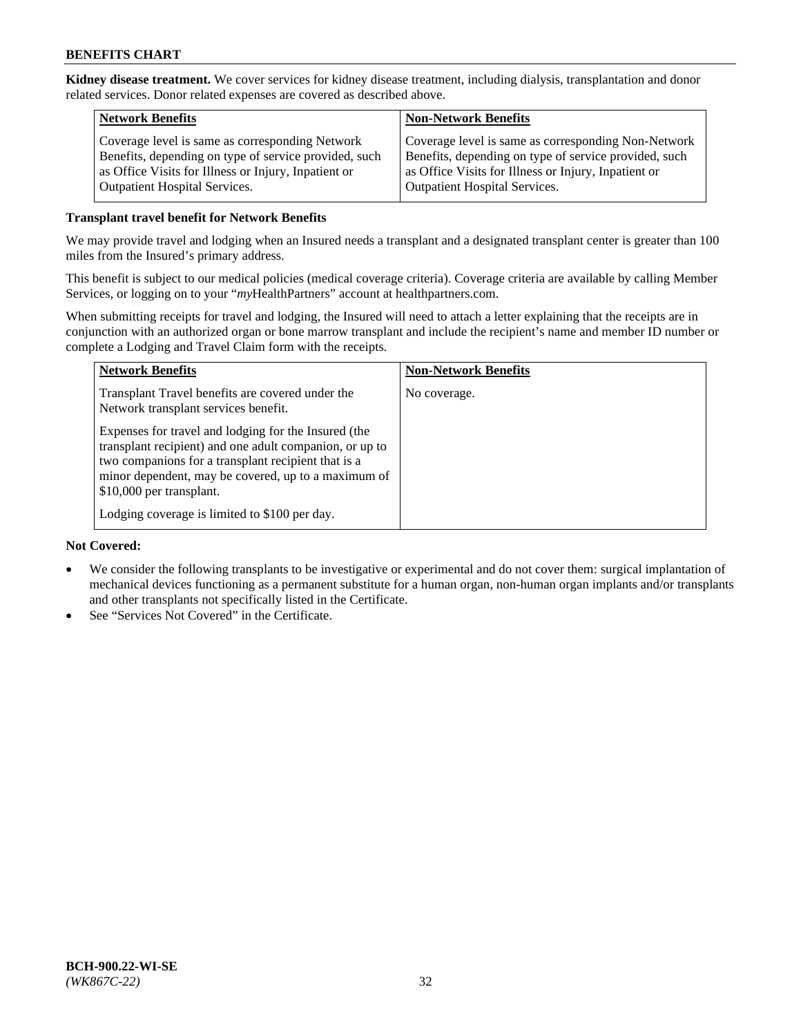**Kidney disease treatment.** We cover services for kidney disease treatment, including dialysis, transplantation and donor related services. Donor related expenses are covered as described above.

| Network Benefits | Non-Network Benefits |
|---|---|
| Coverage level is same as corresponding Network Benefits, depending on type of service provided, such as Office Visits for Illness or Injury, Inpatient or Outpatient Hospital Services. | Coverage level is same as corresponding Non-Network Benefits, depending on type of service provided, such as Office Visits for Illness or Injury, Inpatient or Outpatient Hospital Services. |

**Transplant travel benefit for Network Benefits**

We may provide travel and lodging when an Insured needs a transplant and a designated transplant center is greater than 100 miles from the Insured's primary address.

This benefit is subject to our medical policies (medical coverage criteria). Coverage criteria are available by calling Member Services, or logging on to your "*my*HealthPartners" account at healthpartners.com.

When submitting receipts for travel and lodging, the Insured will need to attach a letter explaining that the receipts are in conjunction with an authorized organ or bone marrow transplant and include the recipient's name and member ID number or complete a Lodging and Travel Claim form with the receipts.

| Network Benefits | Non-Network Benefits |
|---|---|
| Transplant Travel benefits are covered under the Network transplant services benefit.<br><br>Expenses for travel and lodging for the Insured (the transplant recipient) and one adult companion, or up to two companions for a transplant recipient that is a minor dependent, may be covered, up to a maximum of $10,000 per transplant.<br><br>Lodging coverage is limited to $100 per day. | No coverage. |

**Not Covered:**

- We consider the following transplants to be investigative or experimental and do not cover them: surgical implantation of mechanical devices functioning as a permanent substitute for a human organ, non-human organ implants and/or transplants and other transplants not specifically listed in the Certificate.
- See "Services Not Covered" in the Certificate.